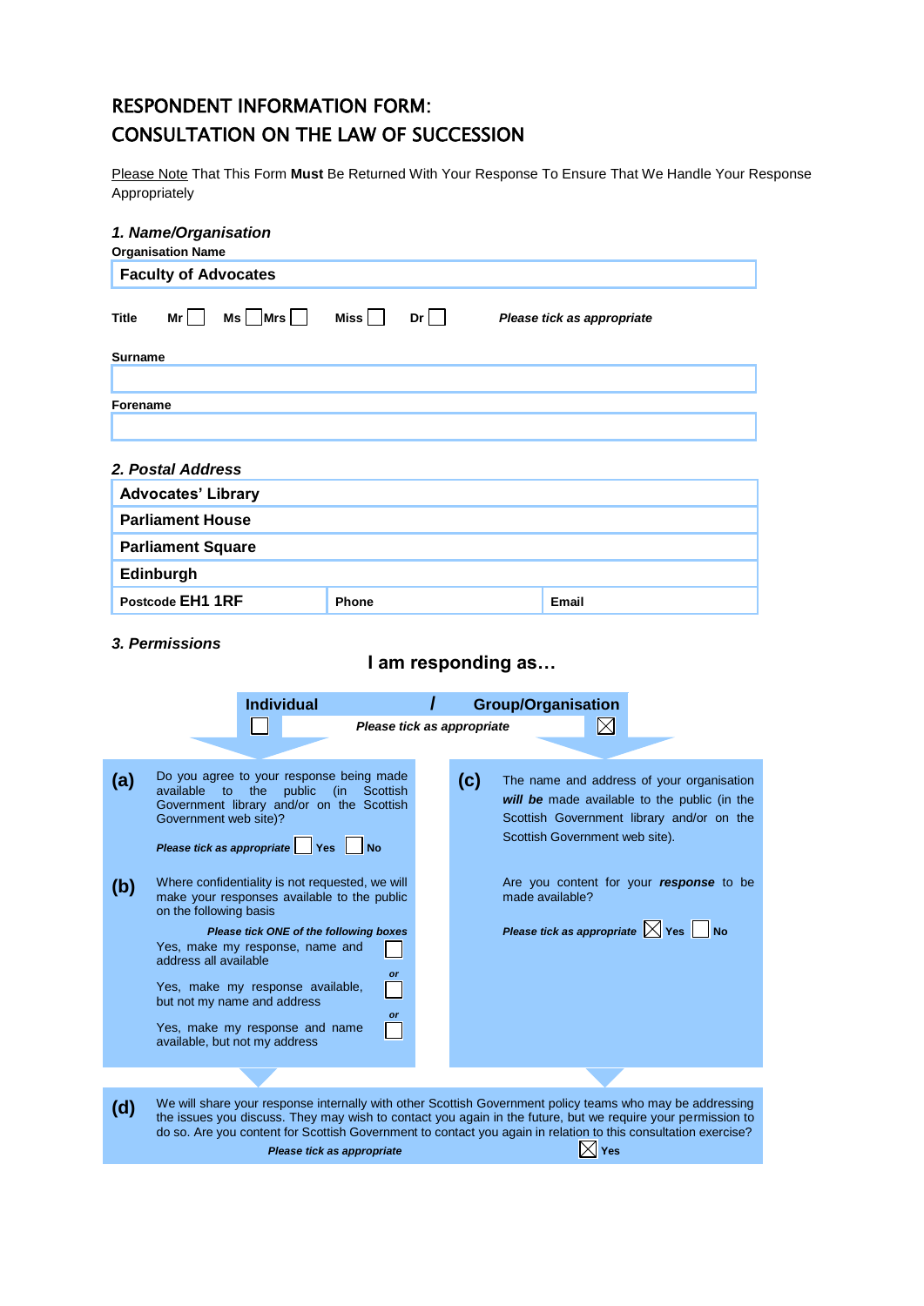# RESPONDENT INFORMATION FORM:
# CONSULTATION ON THE LAW OF SUCCESSION

Please Note That This Form **Must** Be Returned With Your Response To Ensure That We Handle Your Response Appropriately

### *1. Name/Organisation*

**Organisation Name**

| **Faculty of Advocates** |
|---|

**Title** Mr ☐ Ms ☐ Mrs ☐ Miss ☐ Dr ☐ *Please tick as appropriate*

**Surname**

| |
|---|

**Forename**

| |
|---|

### *2. Postal Address*

| | | |
|---|---|---|
| **Advocates' Library** | | |
| **Parliament House** | | |
| **Parliament Square** | | |
| **Edinburgh** | | |
| **Postcode EH1 1RF** | **Phone** | **Email** |

### *3. Permissions*

**I am responding as…**

**Individual** ☐ / **Group/Organisation** ☒

*Please tick as appropriate*

**(a)** Do you agree to your response being made available to the public (in Scottish Government library and/or on the Scottish Government web site)?

*Please tick as appropriate* ☐ Yes ☐ No

**(b)** Where confidentiality is not requested, we will make your responses available to the public on the following basis

*Please tick ONE of the following boxes*

Yes, make my response, name and address all available ☐

*or*

Yes, make my response available, but not my name and address ☐

*or*

Yes, make my response and name available, but not my address ☐

**(c)** The name and address of your organisation ***will be*** made available to the public (in the Scottish Government library and/or on the Scottish Government web site).

Are you content for your ***response*** to be made available?

*Please tick as appropriate* ☒ Yes ☐ No

**(d)** We will share your response internally with other Scottish Government policy teams who may be addressing the issues you discuss. They may wish to contact you again in the future, but we require your permission to do so. Are you content for Scottish Government to contact you again in relation to this consultation exercise?

*Please tick as appropriate* ☒ Yes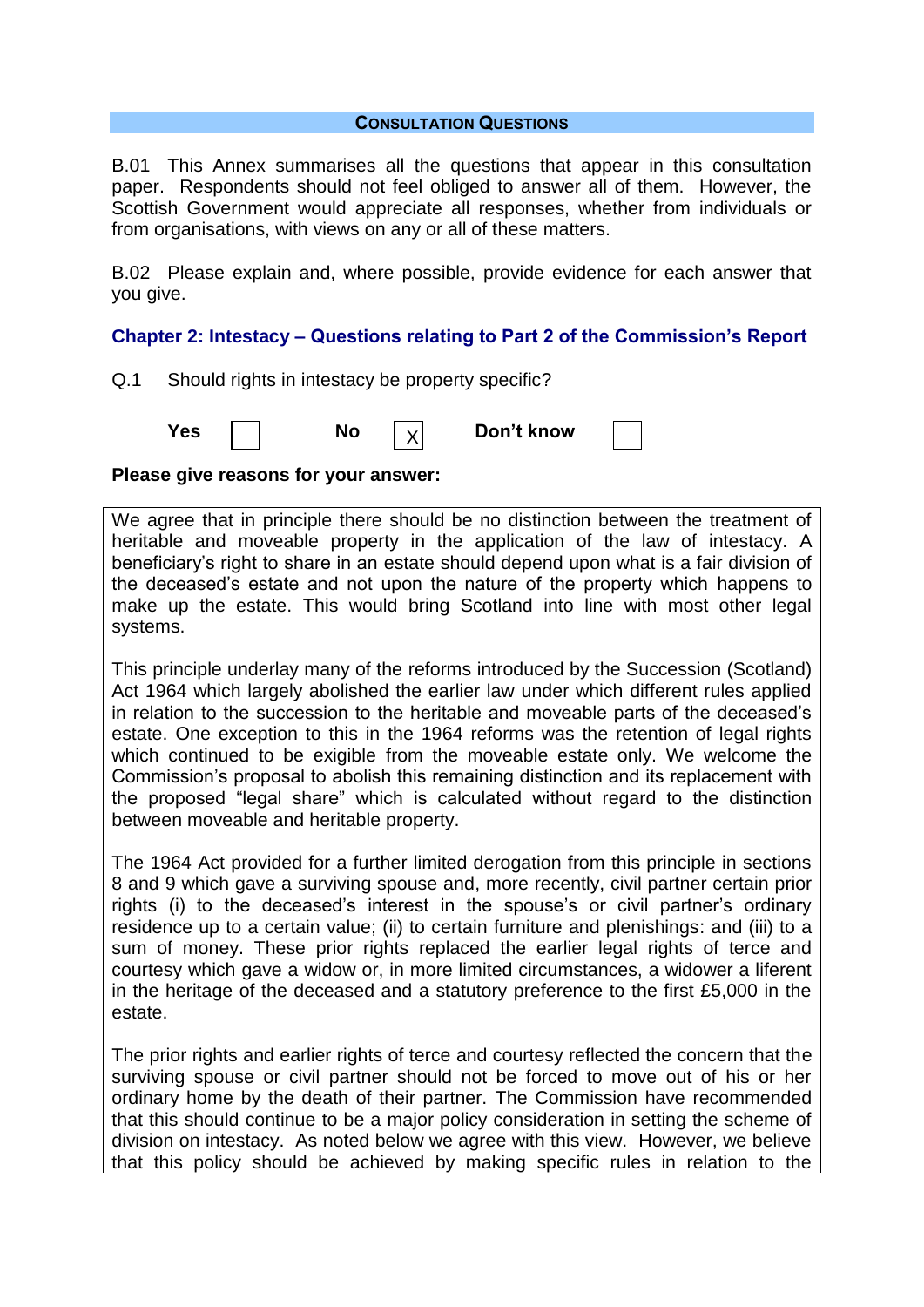## Consultation Questions

B.01 This Annex summarises all the questions that appear in this consultation paper. Respondents should not feel obliged to answer all of them. However, the Scottish Government would appreciate all responses, whether from individuals or from organisations, with views on any or all of these matters.

B.02 Please explain and, where possible, provide evidence for each answer that you give.

### Chapter 2: Intestacy – Questions relating to Part 2 of the Commission's Report

Q.1 Should rights in intestacy be property specific?

**Yes** [ ] **No** [X] **Don't know** [ ]

**Please give reasons for your answer:**

We agree that in principle there should be no distinction between the treatment of heritable and moveable property in the application of the law of intestacy. A beneficiary's right to share in an estate should depend upon what is a fair division of the deceased's estate and not upon the nature of the property which happens to make up the estate. This would bring Scotland into line with most other legal systems.

This principle underlay many of the reforms introduced by the Succession (Scotland) Act 1964 which largely abolished the earlier law under which different rules applied in relation to the succession to the heritable and moveable parts of the deceased's estate. One exception to this in the 1964 reforms was the retention of legal rights which continued to be exigible from the moveable estate only. We welcome the Commission's proposal to abolish this remaining distinction and its replacement with the proposed "legal share" which is calculated without regard to the distinction between moveable and heritable property.

The 1964 Act provided for a further limited derogation from this principle in sections 8 and 9 which gave a surviving spouse and, more recently, civil partner certain prior rights (i) to the deceased's interest in the spouse's or civil partner's ordinary residence up to a certain value; (ii) to certain furniture and plenishings: and (iii) to a sum of money. These prior rights replaced the earlier legal rights of terce and courtesy which gave a widow or, in more limited circumstances, a widower a liferent in the heritage of the deceased and a statutory preference to the first £5,000 in the estate.

The prior rights and earlier rights of terce and courtesy reflected the concern that the surviving spouse or civil partner should not be forced to move out of his or her ordinary home by the death of their partner. The Commission have recommended that this should continue to be a major policy consideration in setting the scheme of division on intestacy. As noted below we agree with this view. However, we believe that this policy should be achieved by making specific rules in relation to the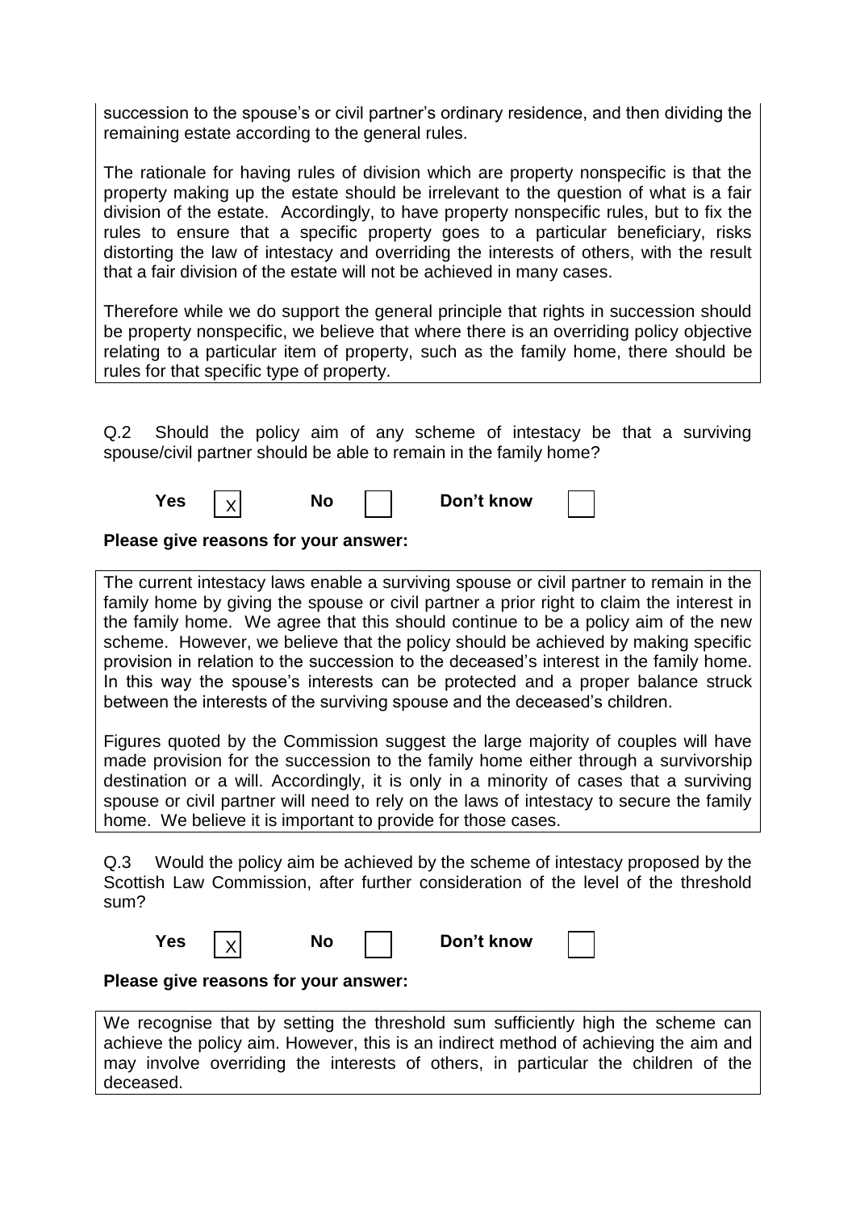succession to the spouse's or civil partner's ordinary residence, and then dividing the remaining estate according to the general rules.

The rationale for having rules of division which are property nonspecific is that the property making up the estate should be irrelevant to the question of what is a fair division of the estate. Accordingly, to have property nonspecific rules, but to fix the rules to ensure that a specific property goes to a particular beneficiary, risks distorting the law of intestacy and overriding the interests of others, with the result that a fair division of the estate will not be achieved in many cases.

Therefore while we do support the general principle that rights in succession should be property nonspecific, we believe that where there is an overriding policy objective relating to a particular item of property, such as the family home, there should be rules for that specific type of property.

Q.2 Should the policy aim of any scheme of intestacy be that a surviving spouse/civil partner should be able to remain in the family home?

**Yes** [X] **No** [ ] **Don't know** [ ]

**Please give reasons for your answer:**

The current intestacy laws enable a surviving spouse or civil partner to remain in the family home by giving the spouse or civil partner a prior right to claim the interest in the family home. We agree that this should continue to be a policy aim of the new scheme. However, we believe that the policy should be achieved by making specific provision in relation to the succession to the deceased's interest in the family home. In this way the spouse's interests can be protected and a proper balance struck between the interests of the surviving spouse and the deceased's children.

Figures quoted by the Commission suggest the large majority of couples will have made provision for the succession to the family home either through a survivorship destination or a will. Accordingly, it is only in a minority of cases that a surviving spouse or civil partner will need to rely on the laws of intestacy to secure the family home. We believe it is important to provide for those cases.

Q.3 Would the policy aim be achieved by the scheme of intestacy proposed by the Scottish Law Commission, after further consideration of the level of the threshold sum?

**Yes** [X] **No** [ ] **Don't know** [ ]

**Please give reasons for your answer:**

We recognise that by setting the threshold sum sufficiently high the scheme can achieve the policy aim. However, this is an indirect method of achieving the aim and may involve overriding the interests of others, in particular the children of the deceased.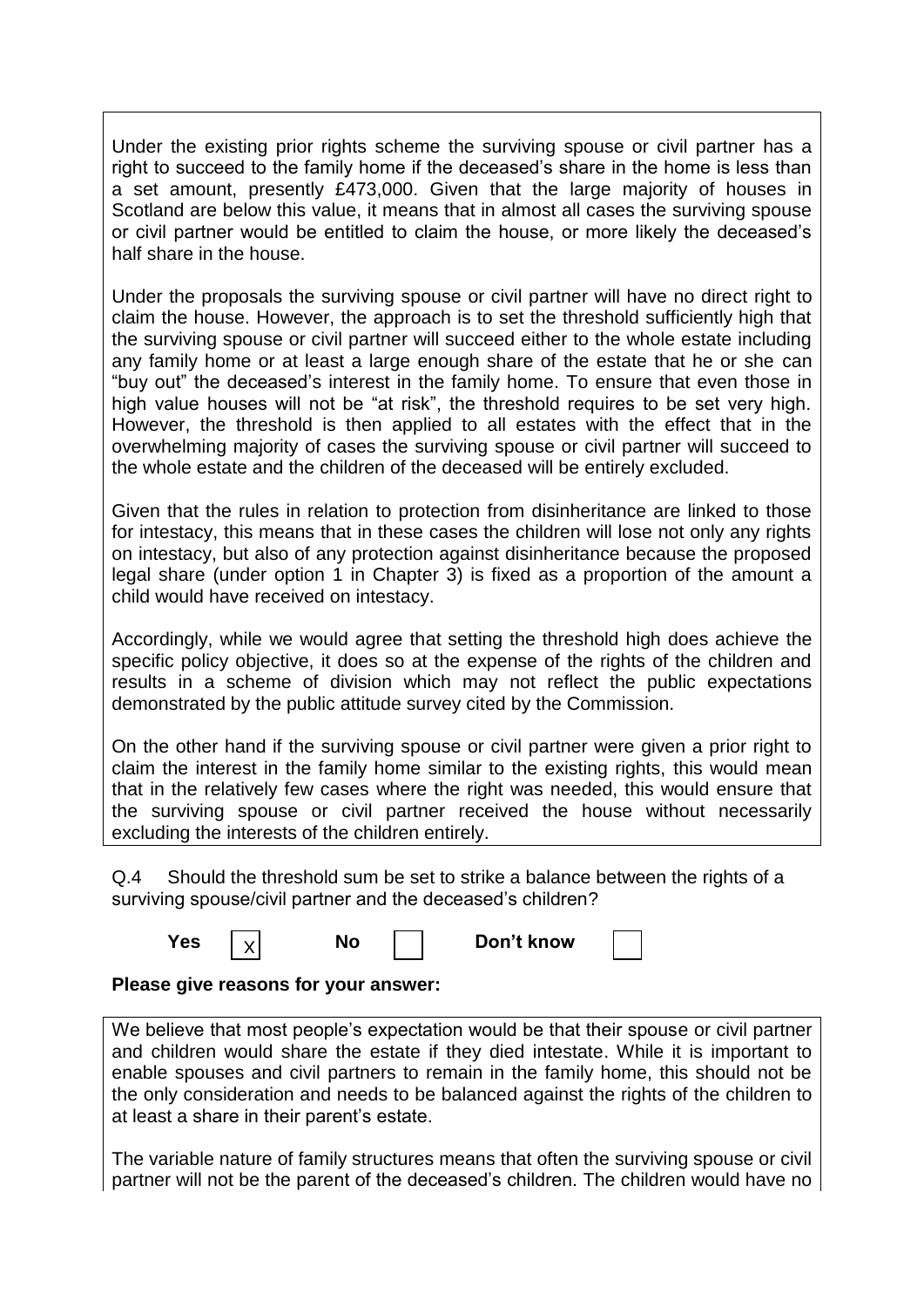Under the existing prior rights scheme the surviving spouse or civil partner has a right to succeed to the family home if the deceased's share in the home is less than a set amount, presently £473,000. Given that the large majority of houses in Scotland are below this value, it means that in almost all cases the surviving spouse or civil partner would be entitled to claim the house, or more likely the deceased's half share in the house.

Under the proposals the surviving spouse or civil partner will have no direct right to claim the house. However, the approach is to set the threshold sufficiently high that the surviving spouse or civil partner will succeed either to the whole estate including any family home or at least a large enough share of the estate that he or she can "buy out" the deceased's interest in the family home. To ensure that even those in high value houses will not be "at risk", the threshold requires to be set very high. However, the threshold is then applied to all estates with the effect that in the overwhelming majority of cases the surviving spouse or civil partner will succeed to the whole estate and the children of the deceased will be entirely excluded.

Given that the rules in relation to protection from disinheritance are linked to those for intestacy, this means that in these cases the children will lose not only any rights on intestacy, but also of any protection against disinheritance because the proposed legal share (under option 1 in Chapter 3) is fixed as a proportion of the amount a child would have received on intestacy.

Accordingly, while we would agree that setting the threshold high does achieve the specific policy objective, it does so at the expense of the rights of the children and results in a scheme of division which may not reflect the public expectations demonstrated by the public attitude survey cited by the Commission.

On the other hand if the surviving spouse or civil partner were given a prior right to claim the interest in the family home similar to the existing rights, this would mean that in the relatively few cases where the right was needed, this would ensure that the surviving spouse or civil partner received the house without necessarily excluding the interests of the children entirely.

Q.4 Should the threshold sum be set to strike a balance between the rights of a surviving spouse/civil partner and the deceased's children?

**Yes** [X] **No** [ ] **Don't know** [ ]

**Please give reasons for your answer:**

We believe that most people's expectation would be that their spouse or civil partner and children would share the estate if they died intestate. While it is important to enable spouses and civil partners to remain in the family home, this should not be the only consideration and needs to be balanced against the rights of the children to at least a share in their parent's estate.

The variable nature of family structures means that often the surviving spouse or civil partner will not be the parent of the deceased's children. The children would have no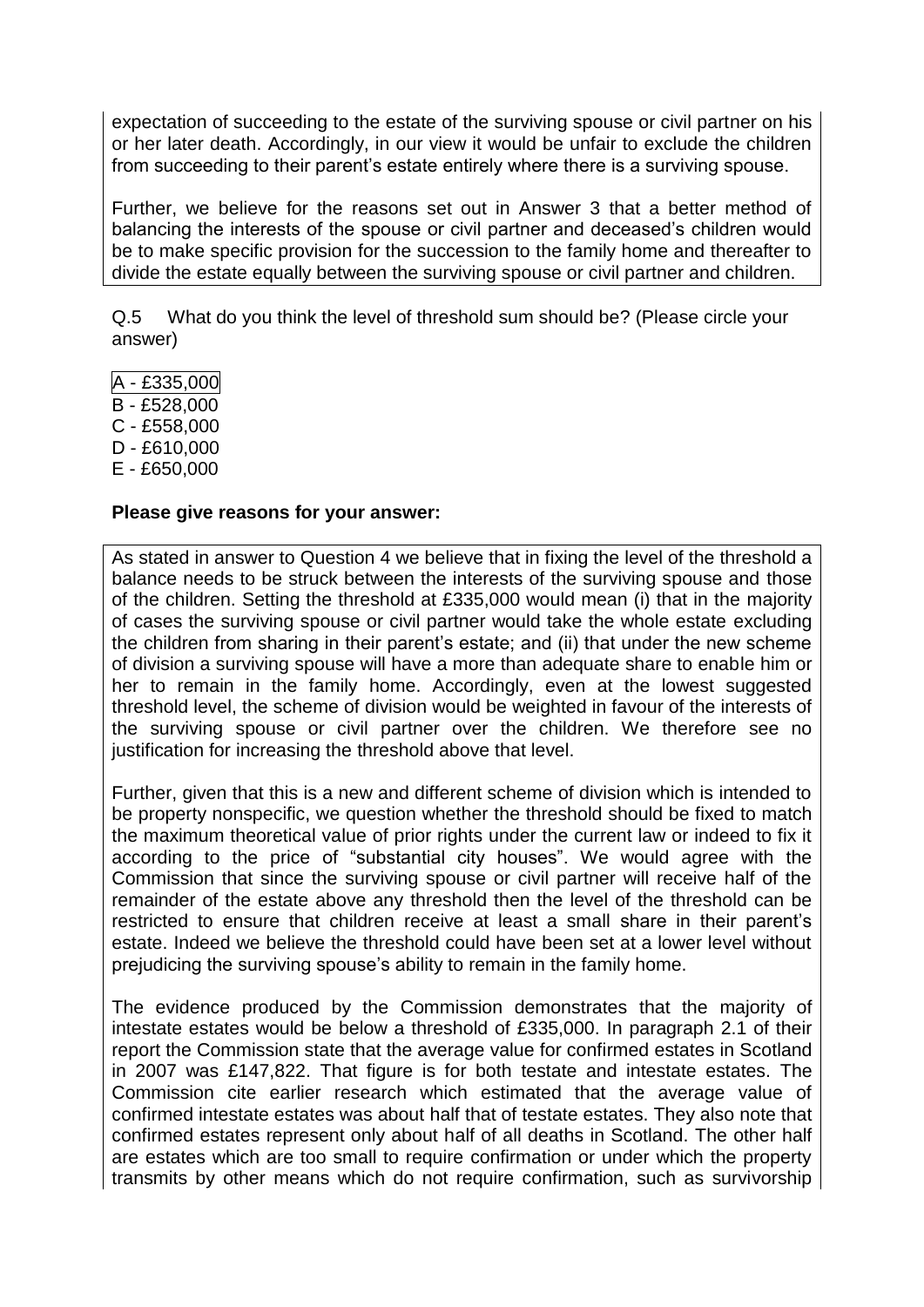expectation of succeeding to the estate of the surviving spouse or civil partner on his or her later death. Accordingly, in our view it would be unfair to exclude the children from succeeding to their parent's estate entirely where there is a surviving spouse.

Further, we believe for the reasons set out in Answer 3 that a better method of balancing the interests of the spouse or civil partner and deceased's children would be to make specific provision for the succession to the family home and thereafter to divide the estate equally between the surviving spouse or civil partner and children.

Q.5 What do you think the level of threshold sum should be? (Please circle your answer)

A - £335,000
B - £528,000
C - £558,000
D - £610,000
E - £650,000

**Please give reasons for your answer:**

As stated in answer to Question 4 we believe that in fixing the level of the threshold a balance needs to be struck between the interests of the surviving spouse and those of the children. Setting the threshold at £335,000 would mean (i) that in the majority of cases the surviving spouse or civil partner would take the whole estate excluding the children from sharing in their parent's estate; and (ii) that under the new scheme of division a surviving spouse will have a more than adequate share to enable him or her to remain in the family home. Accordingly, even at the lowest suggested threshold level, the scheme of division would be weighted in favour of the interests of the surviving spouse or civil partner over the children. We therefore see no justification for increasing the threshold above that level.

Further, given that this is a new and different scheme of division which is intended to be property nonspecific, we question whether the threshold should be fixed to match the maximum theoretical value of prior rights under the current law or indeed to fix it according to the price of "substantial city houses". We would agree with the Commission that since the surviving spouse or civil partner will receive half of the remainder of the estate above any threshold then the level of the threshold can be restricted to ensure that children receive at least a small share in their parent's estate. Indeed we believe the threshold could have been set at a lower level without prejudicing the surviving spouse's ability to remain in the family home.

The evidence produced by the Commission demonstrates that the majority of intestate estates would be below a threshold of £335,000. In paragraph 2.1 of their report the Commission state that the average value for confirmed estates in Scotland in 2007 was £147,822. That figure is for both testate and intestate estates. The Commission cite earlier research which estimated that the average value of confirmed intestate estates was about half that of testate estates. They also note that confirmed estates represent only about half of all deaths in Scotland. The other half are estates which are too small to require confirmation or under which the property transmits by other means which do not require confirmation, such as survivorship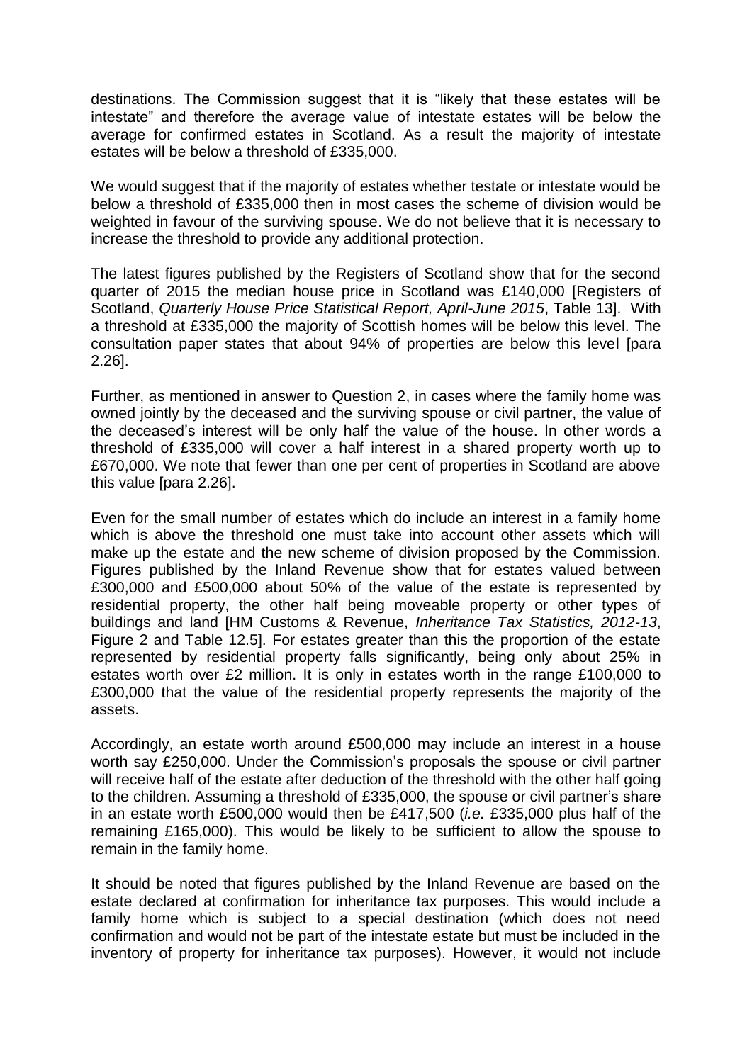destinations. The Commission suggest that it is "likely that these estates will be intestate" and therefore the average value of intestate estates will be below the average for confirmed estates in Scotland. As a result the majority of intestate estates will be below a threshold of £335,000.

We would suggest that if the majority of estates whether testate or intestate would be below a threshold of £335,000 then in most cases the scheme of division would be weighted in favour of the surviving spouse. We do not believe that it is necessary to increase the threshold to provide any additional protection.

The latest figures published by the Registers of Scotland show that for the second quarter of 2015 the median house price in Scotland was £140,000 [Registers of Scotland, *Quarterly House Price Statistical Report, April-June 2015*, Table 13]. With a threshold at £335,000 the majority of Scottish homes will be below this level. The consultation paper states that about 94% of properties are below this level [para 2.26].

Further, as mentioned in answer to Question 2, in cases where the family home was owned jointly by the deceased and the surviving spouse or civil partner, the value of the deceased's interest will be only half the value of the house. In other words a threshold of £335,000 will cover a half interest in a shared property worth up to £670,000. We note that fewer than one per cent of properties in Scotland are above this value [para 2.26].

Even for the small number of estates which do include an interest in a family home which is above the threshold one must take into account other assets which will make up the estate and the new scheme of division proposed by the Commission. Figures published by the Inland Revenue show that for estates valued between £300,000 and £500,000 about 50% of the value of the estate is represented by residential property, the other half being moveable property or other types of buildings and land [HM Customs & Revenue, *Inheritance Tax Statistics, 2012-13*, Figure 2 and Table 12.5]. For estates greater than this the proportion of the estate represented by residential property falls significantly, being only about 25% in estates worth over £2 million. It is only in estates worth in the range £100,000 to £300,000 that the value of the residential property represents the majority of the assets.

Accordingly, an estate worth around £500,000 may include an interest in a house worth say £250,000. Under the Commission's proposals the spouse or civil partner will receive half of the estate after deduction of the threshold with the other half going to the children. Assuming a threshold of £335,000, the spouse or civil partner's share in an estate worth £500,000 would then be £417,500 (*i.e.* £335,000 plus half of the remaining £165,000). This would be likely to be sufficient to allow the spouse to remain in the family home.

It should be noted that figures published by the Inland Revenue are based on the estate declared at confirmation for inheritance tax purposes. This would include a family home which is subject to a special destination (which does not need confirmation and would not be part of the intestate estate but must be included in the inventory of property for inheritance tax purposes). However, it would not include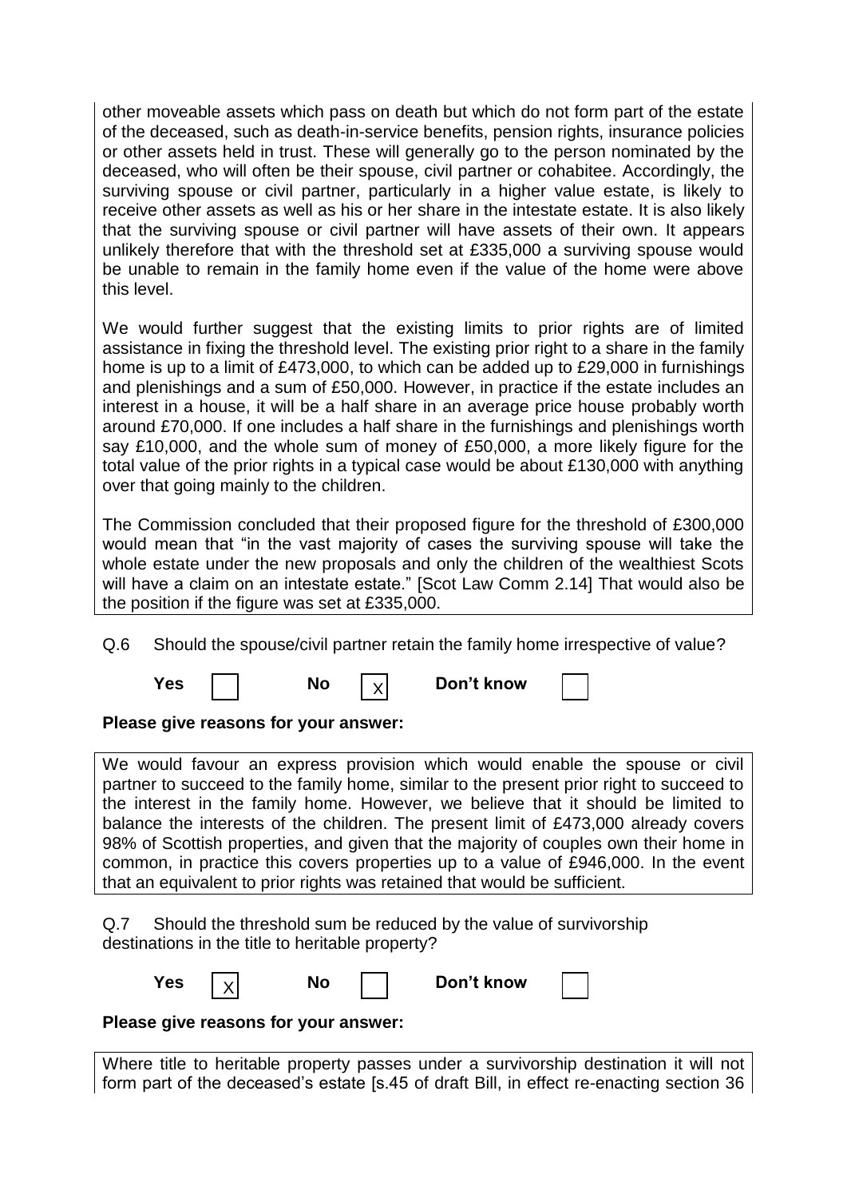other moveable assets which pass on death but which do not form part of the estate of the deceased, such as death-in-service benefits, pension rights, insurance policies or other assets held in trust. These will generally go to the person nominated by the deceased, who will often be their spouse, civil partner or cohabitee. Accordingly, the surviving spouse or civil partner, particularly in a higher value estate, is likely to receive other assets as well as his or her share in the intestate estate. It is also likely that the surviving spouse or civil partner will have assets of their own. It appears unlikely therefore that with the threshold set at £335,000 a surviving spouse would be unable to remain in the family home even if the value of the home were above this level.

We would further suggest that the existing limits to prior rights are of limited assistance in fixing the threshold level. The existing prior right to a share in the family home is up to a limit of £473,000, to which can be added up to £29,000 in furnishings and plenishings and a sum of £50,000. However, in practice if the estate includes an interest in a house, it will be a half share in an average price house probably worth around £70,000. If one includes a half share in the furnishings and plenishings worth say £10,000, and the whole sum of money of £50,000, a more likely figure for the total value of the prior rights in a typical case would be about £130,000 with anything over that going mainly to the children.

The Commission concluded that their proposed figure for the threshold of £300,000 would mean that "in the vast majority of cases the surviving spouse will take the whole estate under the new proposals and only the children of the wealthiest Scots will have a claim on an intestate estate." [Scot Law Comm 2.14] That would also be the position if the figure was set at £335,000.

Q.6 Should the spouse/civil partner retain the family home irrespective of value?

**Yes** [ ] **No** [X] **Don't know** [ ]

**Please give reasons for your answer:**

We would favour an express provision which would enable the spouse or civil partner to succeed to the family home, similar to the present prior right to succeed to the interest in the family home. However, we believe that it should be limited to balance the interests of the children. The present limit of £473,000 already covers 98% of Scottish properties, and given that the majority of couples own their home in common, in practice this covers properties up to a value of £946,000. In the event that an equivalent to prior rights was retained that would be sufficient.

Q.7 Should the threshold sum be reduced by the value of survivorship destinations in the title to heritable property?

**Yes** [X] **No** [ ] **Don't know** [ ]

**Please give reasons for your answer:**

Where title to heritable property passes under a survivorship destination it will not form part of the deceased's estate [s.45 of draft Bill, in effect re-enacting section 36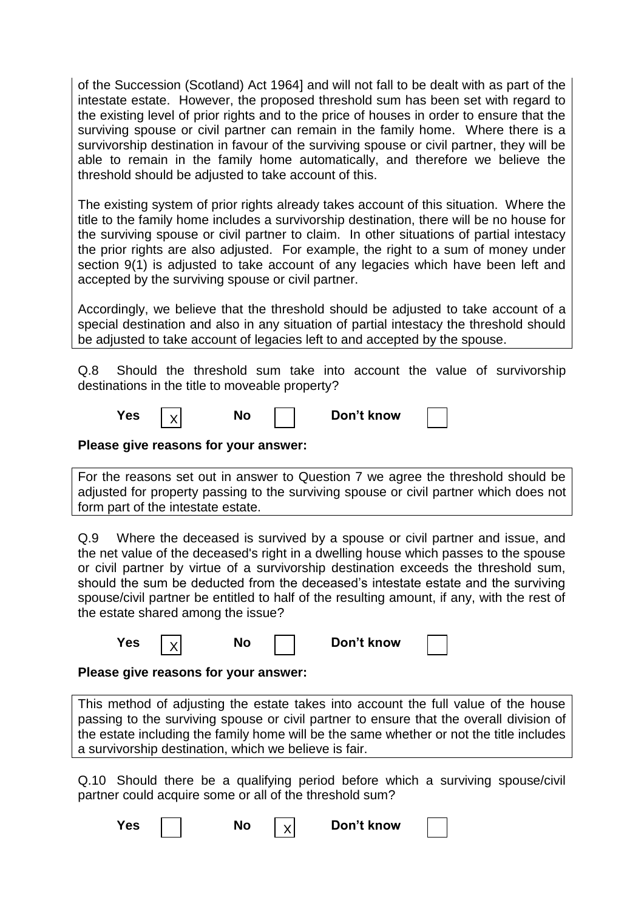of the Succession (Scotland) Act 1964] and will not fall to be dealt with as part of the intestate estate. However, the proposed threshold sum has been set with regard to the existing level of prior rights and to the price of houses in order to ensure that the surviving spouse or civil partner can remain in the family home. Where there is a survivorship destination in favour of the surviving spouse or civil partner, they will be able to remain in the family home automatically, and therefore we believe the threshold should be adjusted to take account of this.

The existing system of prior rights already takes account of this situation. Where the title to the family home includes a survivorship destination, there will be no house for the surviving spouse or civil partner to claim. In other situations of partial intestacy the prior rights are also adjusted. For example, the right to a sum of money under section 9(1) is adjusted to take account of any legacies which have been left and accepted by the surviving spouse or civil partner.

Accordingly, we believe that the threshold should be adjusted to take account of a special destination and also in any situation of partial intestacy the threshold should be adjusted to take account of legacies left to and accepted by the spouse.

Q.8 Should the threshold sum take into account the value of survivorship destinations in the title to moveable property?

**Yes** [X] **No** [ ] **Don't know** [ ]

**Please give reasons for your answer:**

For the reasons set out in answer to Question 7 we agree the threshold should be adjusted for property passing to the surviving spouse or civil partner which does not form part of the intestate estate.

Q.9 Where the deceased is survived by a spouse or civil partner and issue, and the net value of the deceased's right in a dwelling house which passes to the spouse or civil partner by virtue of a survivorship destination exceeds the threshold sum, should the sum be deducted from the deceased's intestate estate and the surviving spouse/civil partner be entitled to half of the resulting amount, if any, with the rest of the estate shared among the issue?

**Yes** [X] **No** [ ] **Don't know** [ ]

**Please give reasons for your answer:**

This method of adjusting the estate takes into account the full value of the house passing to the surviving spouse or civil partner to ensure that the overall division of the estate including the family home will be the same whether or not the title includes a survivorship destination, which we believe is fair.

Q.10 Should there be a qualifying period before which a surviving spouse/civil partner could acquire some or all of the threshold sum?

**Yes** [ ] **No** [X] **Don't know** [ ]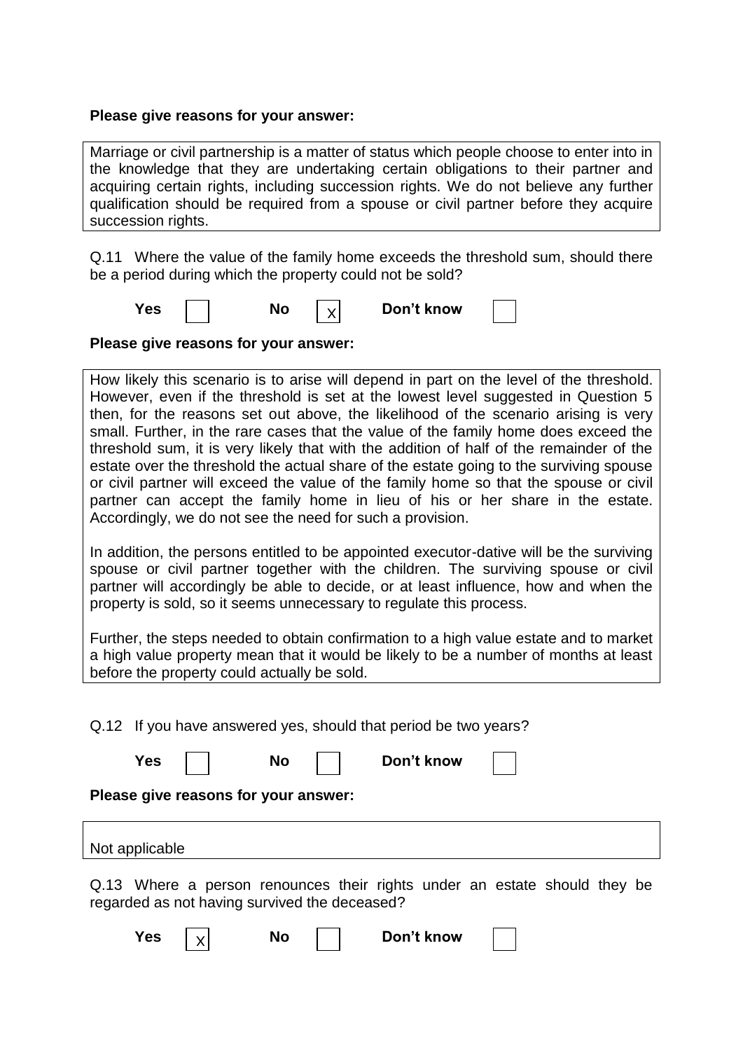**Please give reasons for your answer:**

Marriage or civil partnership is a matter of status which people choose to enter into in the knowledge that they are undertaking certain obligations to their partner and acquiring certain rights, including succession rights. We do not believe any further qualification should be required from a spouse or civil partner before they acquire succession rights.

Q.11 Where the value of the family home exceeds the threshold sum, should there be a period during which the property could not be sold?

**Yes** [ ] **No** [X] **Don't know** [ ]

**Please give reasons for your answer:**

How likely this scenario is to arise will depend in part on the level of the threshold. However, even if the threshold is set at the lowest level suggested in Question 5 then, for the reasons set out above, the likelihood of the scenario arising is very small. Further, in the rare cases that the value of the family home does exceed the threshold sum, it is very likely that with the addition of half of the remainder of the estate over the threshold the actual share of the estate going to the surviving spouse or civil partner will exceed the value of the family home so that the spouse or civil partner can accept the family home in lieu of his or her share in the estate. Accordingly, we do not see the need for such a provision.

In addition, the persons entitled to be appointed executor-dative will be the surviving spouse or civil partner together with the children. The surviving spouse or civil partner will accordingly be able to decide, or at least influence, how and when the property is sold, so it seems unnecessary to regulate this process.

Further, the steps needed to obtain confirmation to a high value estate and to market a high value property mean that it would be likely to be a number of months at least before the property could actually be sold.

Q.12 If you have answered yes, should that period be two years?

**Yes** [ ] **No** [ ] **Don't know** [ ]

**Please give reasons for your answer:**

Not applicable

Q.13 Where a person renounces their rights under an estate should they be regarded as not having survived the deceased?

**Yes** [X] **No** [ ] **Don't know** [ ]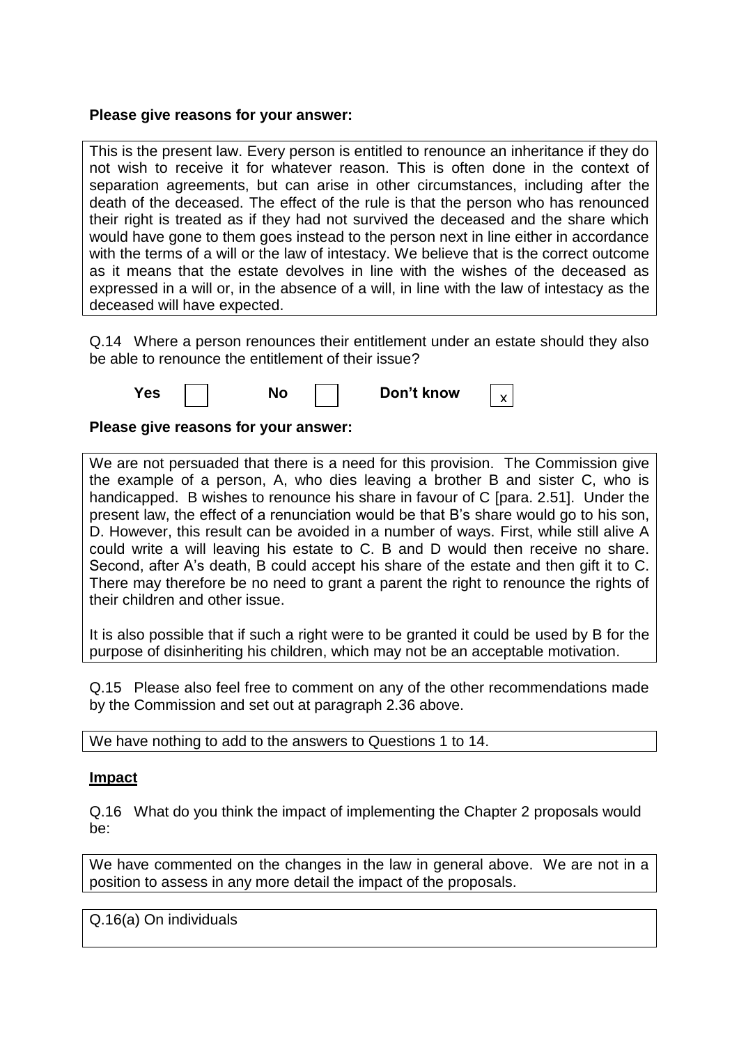**Please give reasons for your answer:**

This is the present law. Every person is entitled to renounce an inheritance if they do not wish to receive it for whatever reason. This is often done in the context of separation agreements, but can arise in other circumstances, including after the death of the deceased. The effect of the rule is that the person who has renounced their right is treated as if they had not survived the deceased and the share which would have gone to them goes instead to the person next in line either in accordance with the terms of a will or the law of intestacy. We believe that is the correct outcome as it means that the estate devolves in line with the wishes of the deceased as expressed in a will or, in the absence of a will, in line with the law of intestacy as the deceased will have expected.

Q.14 Where a person renounces their entitlement under an estate should they also be able to renounce the entitlement of their issue?

**Yes** [ ] **No** [ ] **Don't know** [x]

**Please give reasons for your answer:**

We are not persuaded that there is a need for this provision. The Commission give the example of a person, A, who dies leaving a brother B and sister C, who is handicapped. B wishes to renounce his share in favour of C [para. 2.51]. Under the present law, the effect of a renunciation would be that B's share would go to his son, D. However, this result can be avoided in a number of ways. First, while still alive A could write a will leaving his estate to C. B and D would then receive no share. Second, after A's death, B could accept his share of the estate and then gift it to C. There may therefore be no need to grant a parent the right to renounce the rights of their children and other issue.

It is also possible that if such a right were to be granted it could be used by B for the purpose of disinheriting his children, which may not be an acceptable motivation.

Q.15 Please also feel free to comment on any of the other recommendations made by the Commission and set out at paragraph 2.36 above.

We have nothing to add to the answers to Questions 1 to 14.

**Impact**

Q.16 What do you think the impact of implementing the Chapter 2 proposals would be:

We have commented on the changes in the law in general above. We are not in a position to assess in any more detail the impact of the proposals.

Q.16(a) On individuals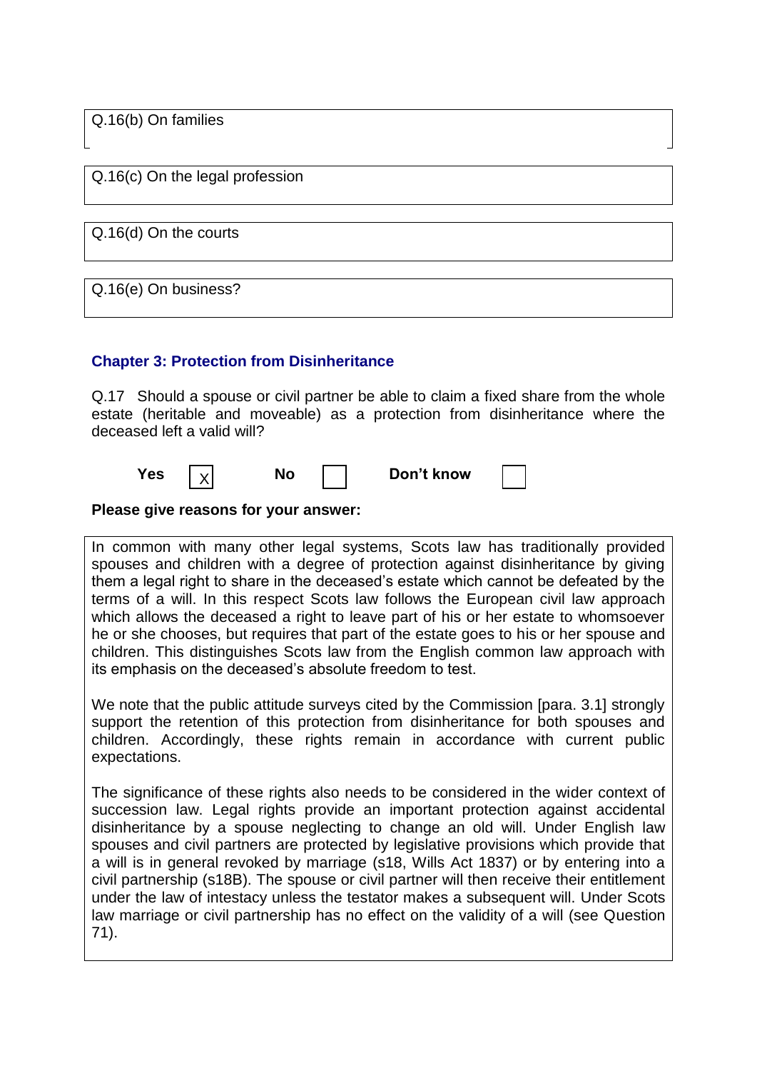Q.16(b) On families

Q.16(c) On the legal profession

Q.16(d) On the courts

Q.16(e) On business?

### Chapter 3: Protection from Disinheritance

Q.17 Should a spouse or civil partner be able to claim a fixed share from the whole estate (heritable and moveable) as a protection from disinheritance where the deceased left a valid will?

**Yes** [X] **No** [ ] **Don't know** [ ]

**Please give reasons for your answer:**

In common with many other legal systems, Scots law has traditionally provided spouses and children with a degree of protection against disinheritance by giving them a legal right to share in the deceased's estate which cannot be defeated by the terms of a will. In this respect Scots law follows the European civil law approach which allows the deceased a right to leave part of his or her estate to whomsoever he or she chooses, but requires that part of the estate goes to his or her spouse and children. This distinguishes Scots law from the English common law approach with its emphasis on the deceased's absolute freedom to test.

We note that the public attitude surveys cited by the Commission [para. 3.1] strongly support the retention of this protection from disinheritance for both spouses and children. Accordingly, these rights remain in accordance with current public expectations.

The significance of these rights also needs to be considered in the wider context of succession law. Legal rights provide an important protection against accidental disinheritance by a spouse neglecting to change an old will. Under English law spouses and civil partners are protected by legislative provisions which provide that a will is in general revoked by marriage (s18, Wills Act 1837) or by entering into a civil partnership (s18B). The spouse or civil partner will then receive their entitlement under the law of intestacy unless the testator makes a subsequent will. Under Scots law marriage or civil partnership has no effect on the validity of a will (see Question 71).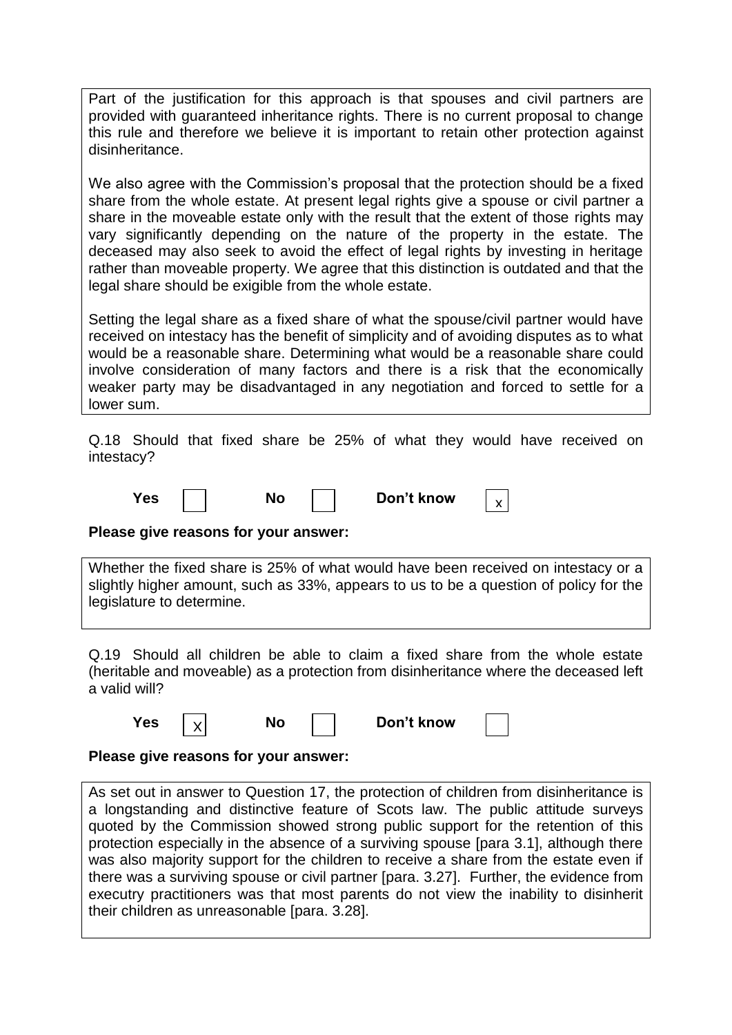Part of the justification for this approach is that spouses and civil partners are provided with guaranteed inheritance rights. There is no current proposal to change this rule and therefore we believe it is important to retain other protection against disinheritance.

We also agree with the Commission's proposal that the protection should be a fixed share from the whole estate. At present legal rights give a spouse or civil partner a share in the moveable estate only with the result that the extent of those rights may vary significantly depending on the nature of the property in the estate. The deceased may also seek to avoid the effect of legal rights by investing in heritage rather than moveable property. We agree that this distinction is outdated and that the legal share should be exigible from the whole estate.

Setting the legal share as a fixed share of what the spouse/civil partner would have received on intestacy has the benefit of simplicity and of avoiding disputes as to what would be a reasonable share. Determining what would be a reasonable share could involve consideration of many factors and there is a risk that the economically weaker party may be disadvantaged in any negotiation and forced to settle for a lower sum.

Q.18 Should that fixed share be 25% of what they would have received on intestacy?

**Yes** [ ] **No** [ ] **Don't know** [x]

**Please give reasons for your answer:**

Whether the fixed share is 25% of what would have been received on intestacy or a slightly higher amount, such as 33%, appears to us to be a question of policy for the legislature to determine.

Q.19 Should all children be able to claim a fixed share from the whole estate (heritable and moveable) as a protection from disinheritance where the deceased left a valid will?

**Yes** [X] **No** [ ] **Don't know** [ ]

**Please give reasons for your answer:**

As set out in answer to Question 17, the protection of children from disinheritance is a longstanding and distinctive feature of Scots law. The public attitude surveys quoted by the Commission showed strong public support for the retention of this protection especially in the absence of a surviving spouse [para 3.1], although there was also majority support for the children to receive a share from the estate even if there was a surviving spouse or civil partner [para. 3.27]. Further, the evidence from executry practitioners was that most parents do not view the inability to disinherit their children as unreasonable [para. 3.28].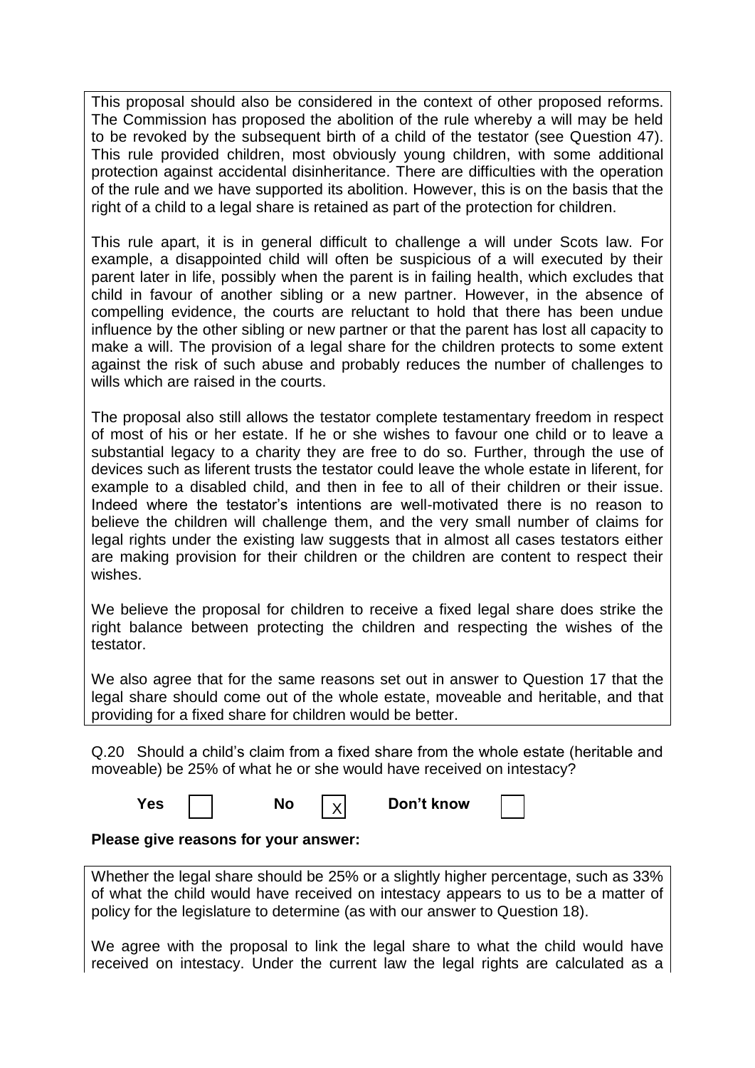This proposal should also be considered in the context of other proposed reforms. The Commission has proposed the abolition of the rule whereby a will may be held to be revoked by the subsequent birth of a child of the testator (see Question 47). This rule provided children, most obviously young children, with some additional protection against accidental disinheritance. There are difficulties with the operation of the rule and we have supported its abolition. However, this is on the basis that the right of a child to a legal share is retained as part of the protection for children.

This rule apart, it is in general difficult to challenge a will under Scots law. For example, a disappointed child will often be suspicious of a will executed by their parent later in life, possibly when the parent is in failing health, which excludes that child in favour of another sibling or a new partner. However, in the absence of compelling evidence, the courts are reluctant to hold that there has been undue influence by the other sibling or new partner or that the parent has lost all capacity to make a will. The provision of a legal share for the children protects to some extent against the risk of such abuse and probably reduces the number of challenges to wills which are raised in the courts.

The proposal also still allows the testator complete testamentary freedom in respect of most of his or her estate. If he or she wishes to favour one child or to leave a substantial legacy to a charity they are free to do so. Further, through the use of devices such as liferent trusts the testator could leave the whole estate in liferent, for example to a disabled child, and then in fee to all of their children or their issue. Indeed where the testator's intentions are well-motivated there is no reason to believe the children will challenge them, and the very small number of claims for legal rights under the existing law suggests that in almost all cases testators either are making provision for their children or the children are content to respect their wishes.

We believe the proposal for children to receive a fixed legal share does strike the right balance between protecting the children and respecting the wishes of the testator.

We also agree that for the same reasons set out in answer to Question 17 that the legal share should come out of the whole estate, moveable and heritable, and that providing for a fixed share for children would be better.

Q.20 Should a child's claim from a fixed share from the whole estate (heritable and moveable) be 25% of what he or she would have received on intestacy?

**Yes** [ ] **No** [X] **Don't know** [ ]

**Please give reasons for your answer:**

Whether the legal share should be 25% or a slightly higher percentage, such as 33% of what the child would have received on intestacy appears to us to be a matter of policy for the legislature to determine (as with our answer to Question 18).

We agree with the proposal to link the legal share to what the child would have received on intestacy. Under the current law the legal rights are calculated as a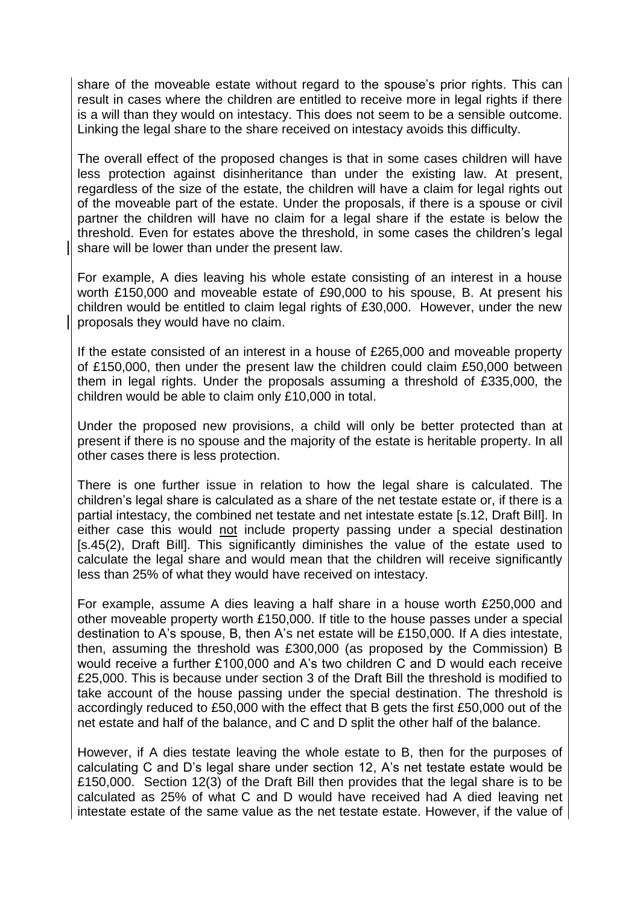share of the moveable estate without regard to the spouse's prior rights. This can result in cases where the children are entitled to receive more in legal rights if there is a will than they would on intestacy. This does not seem to be a sensible outcome. Linking the legal share to the share received on intestacy avoids this difficulty.

The overall effect of the proposed changes is that in some cases children will have less protection against disinheritance than under the existing law. At present, regardless of the size of the estate, the children will have a claim for legal rights out of the moveable part of the estate. Under the proposals, if there is a spouse or civil partner the children will have no claim for a legal share if the estate is below the threshold. Even for estates above the threshold, in some cases the children's legal share will be lower than under the present law.

For example, A dies leaving his whole estate consisting of an interest in a house worth £150,000 and moveable estate of £90,000 to his spouse, B. At present his children would be entitled to claim legal rights of £30,000. However, under the new proposals they would have no claim.

If the estate consisted of an interest in a house of £265,000 and moveable property of £150,000, then under the present law the children could claim £50,000 between them in legal rights. Under the proposals assuming a threshold of £335,000, the children would be able to claim only £10,000 in total.

Under the proposed new provisions, a child will only be better protected than at present if there is no spouse and the majority of the estate is heritable property. In all other cases there is less protection.

There is one further issue in relation to how the legal share is calculated. The children's legal share is calculated as a share of the net testate estate or, if there is a partial intestacy, the combined net testate and net intestate estate [s.12, Draft Bill]. In either case this would <u>not</u> include property passing under a special destination [s.45(2), Draft Bill]. This significantly diminishes the value of the estate used to calculate the legal share and would mean that the children will receive significantly less than 25% of what they would have received on intestacy.

For example, assume A dies leaving a half share in a house worth £250,000 and other moveable property worth £150,000. If title to the house passes under a special destination to A's spouse, B, then A's net estate will be £150,000. If A dies intestate, then, assuming the threshold was £300,000 (as proposed by the Commission) B would receive a further £100,000 and A's two children C and D would each receive £25,000. This is because under section 3 of the Draft Bill the threshold is modified to take account of the house passing under the special destination. The threshold is accordingly reduced to £50,000 with the effect that B gets the first £50,000 out of the net estate and half of the balance, and C and D split the other half of the balance.

However, if A dies testate leaving the whole estate to B, then for the purposes of calculating C and D's legal share under section 12, A's net testate estate would be £150,000. Section 12(3) of the Draft Bill then provides that the legal share is to be calculated as 25% of what C and D would have received had A died leaving net intestate estate of the same value as the net testate estate. However, if the value of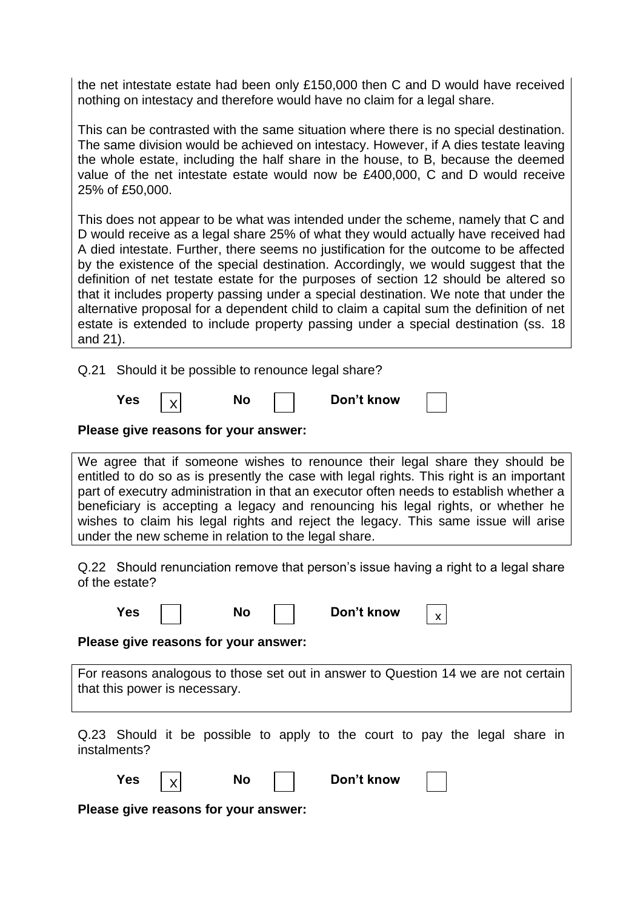the net intestate estate had been only £150,000 then C and D would have received nothing on intestacy and therefore would have no claim for a legal share.

This can be contrasted with the same situation where there is no special destination. The same division would be achieved on intestacy. However, if A dies testate leaving the whole estate, including the half share in the house, to B, because the deemed value of the net intestate estate would now be £400,000, C and D would receive 25% of £50,000.

This does not appear to be what was intended under the scheme, namely that C and D would receive as a legal share 25% of what they would actually have received had A died intestate. Further, there seems no justification for the outcome to be affected by the existence of the special destination. Accordingly, we would suggest that the definition of net testate estate for the purposes of section 12 should be altered so that it includes property passing under a special destination. We note that under the alternative proposal for a dependent child to claim a capital sum the definition of net estate is extended to include property passing under a special destination (ss. 18 and 21).

Q.21 Should it be possible to renounce legal share?

**Yes** [X] **No** [ ] **Don't know** [ ]

**Please give reasons for your answer:**

We agree that if someone wishes to renounce their legal share they should be entitled to do so as is presently the case with legal rights. This right is an important part of executry administration in that an executor often needs to establish whether a beneficiary is accepting a legacy and renouncing his legal rights, or whether he wishes to claim his legal rights and reject the legacy. This same issue will arise under the new scheme in relation to the legal share.

Q.22 Should renunciation remove that person's issue having a right to a legal share of the estate?

**Yes** [ ] **No** [ ] **Don't know** [x]

**Please give reasons for your answer:**

For reasons analogous to those set out in answer to Question 14 we are not certain that this power is necessary.

Q.23 Should it be possible to apply to the court to pay the legal share in instalments?

**Yes** [X] **No** [ ] **Don't know** [ ]

**Please give reasons for your answer:**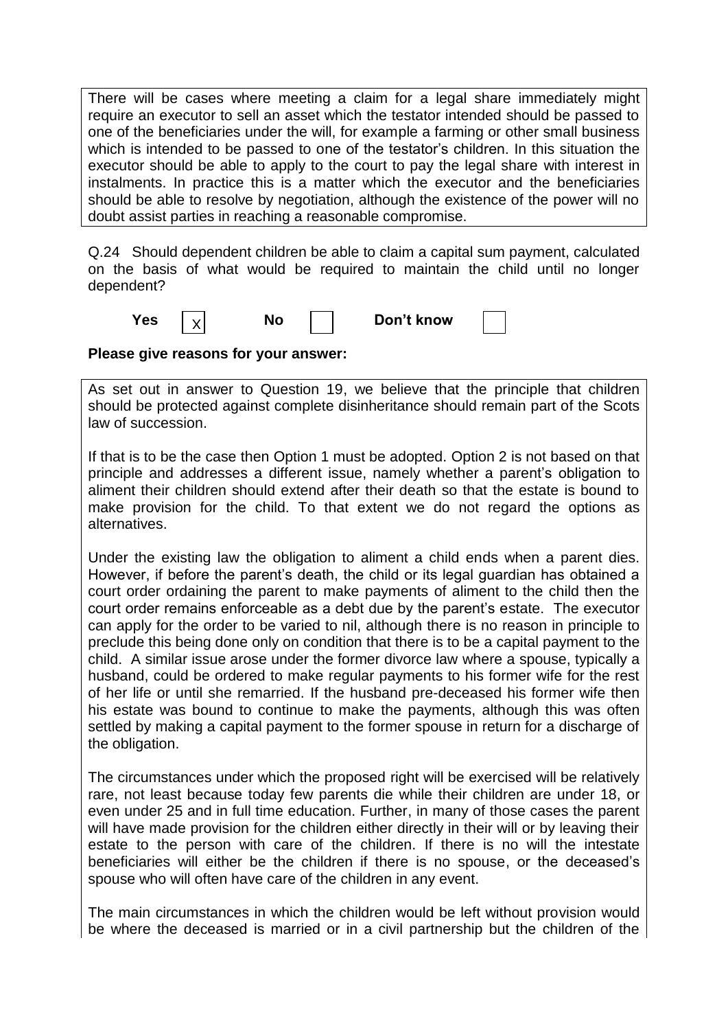There will be cases where meeting a claim for a legal share immediately might require an executor to sell an asset which the testator intended should be passed to one of the beneficiaries under the will, for example a farming or other small business which is intended to be passed to one of the testator's children. In this situation the executor should be able to apply to the court to pay the legal share with interest in instalments. In practice this is a matter which the executor and the beneficiaries should be able to resolve by negotiation, although the existence of the power will no doubt assist parties in reaching a reasonable compromise.

Q.24 Should dependent children be able to claim a capital sum payment, calculated on the basis of what would be required to maintain the child until no longer dependent?

**Yes** [X] **No** [ ] **Don't know** [ ]

**Please give reasons for your answer:**

As set out in answer to Question 19, we believe that the principle that children should be protected against complete disinheritance should remain part of the Scots law of succession.

If that is to be the case then Option 1 must be adopted. Option 2 is not based on that principle and addresses a different issue, namely whether a parent's obligation to aliment their children should extend after their death so that the estate is bound to make provision for the child. To that extent we do not regard the options as alternatives.

Under the existing law the obligation to aliment a child ends when a parent dies. However, if before the parent's death, the child or its legal guardian has obtained a court order ordaining the parent to make payments of aliment to the child then the court order remains enforceable as a debt due by the parent's estate. The executor can apply for the order to be varied to nil, although there is no reason in principle to preclude this being done only on condition that there is to be a capital payment to the child. A similar issue arose under the former divorce law where a spouse, typically a husband, could be ordered to make regular payments to his former wife for the rest of her life or until she remarried. If the husband pre-deceased his former wife then his estate was bound to continue to make the payments, although this was often settled by making a capital payment to the former spouse in return for a discharge of the obligation.

The circumstances under which the proposed right will be exercised will be relatively rare, not least because today few parents die while their children are under 18, or even under 25 and in full time education. Further, in many of those cases the parent will have made provision for the children either directly in their will or by leaving their estate to the person with care of the children. If there is no will the intestate beneficiaries will either be the children if there is no spouse, or the deceased's spouse who will often have care of the children in any event.

The main circumstances in which the children would be left without provision would be where the deceased is married or in a civil partnership but the children of the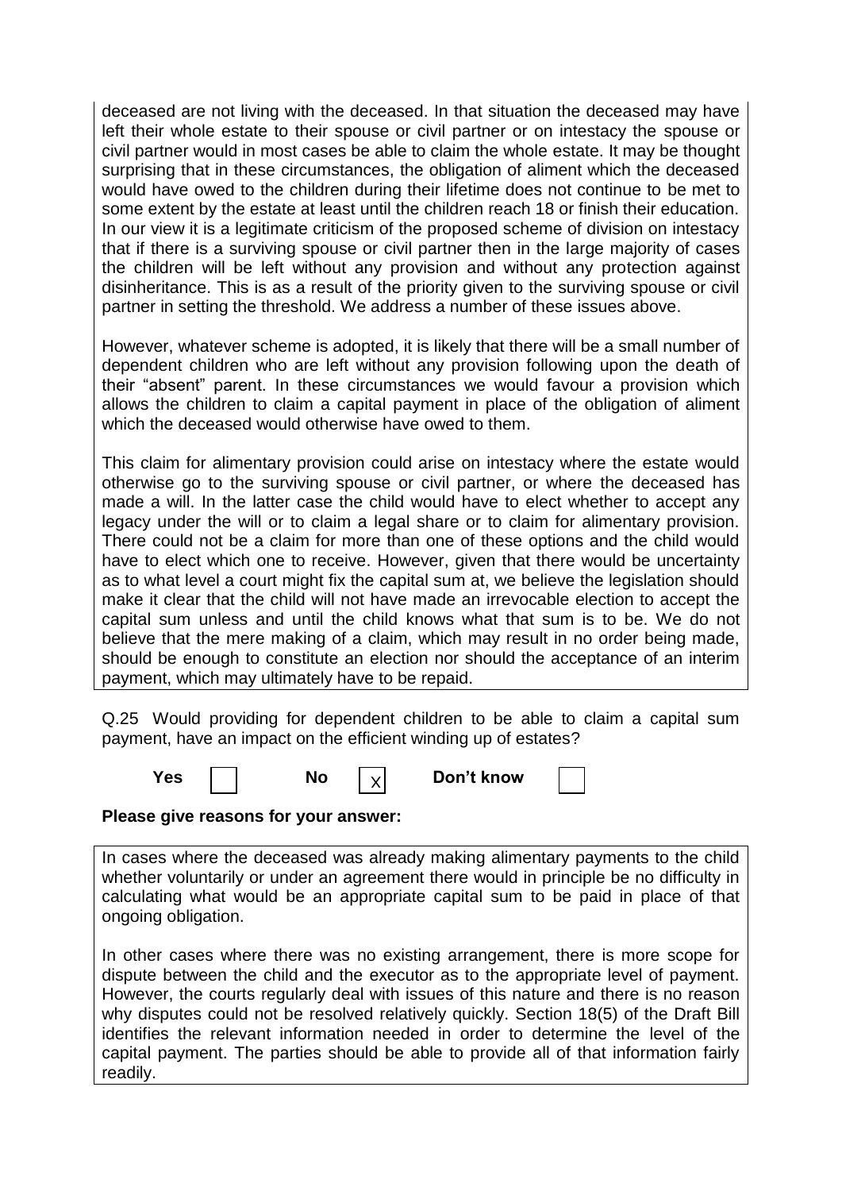deceased are not living with the deceased. In that situation the deceased may have left their whole estate to their spouse or civil partner or on intestacy the spouse or civil partner would in most cases be able to claim the whole estate. It may be thought surprising that in these circumstances, the obligation of aliment which the deceased would have owed to the children during their lifetime does not continue to be met to some extent by the estate at least until the children reach 18 or finish their education. In our view it is a legitimate criticism of the proposed scheme of division on intestacy that if there is a surviving spouse or civil partner then in the large majority of cases the children will be left without any provision and without any protection against disinheritance. This is as a result of the priority given to the surviving spouse or civil partner in setting the threshold. We address a number of these issues above.

However, whatever scheme is adopted, it is likely that there will be a small number of dependent children who are left without any provision following upon the death of their "absent" parent. In these circumstances we would favour a provision which allows the children to claim a capital payment in place of the obligation of aliment which the deceased would otherwise have owed to them.

This claim for alimentary provision could arise on intestacy where the estate would otherwise go to the surviving spouse or civil partner, or where the deceased has made a will. In the latter case the child would have to elect whether to accept any legacy under the will or to claim a legal share or to claim for alimentary provision. There could not be a claim for more than one of these options and the child would have to elect which one to receive. However, given that there would be uncertainty as to what level a court might fix the capital sum at, we believe the legislation should make it clear that the child will not have made an irrevocable election to accept the capital sum unless and until the child knows what that sum is to be. We do not believe that the mere making of a claim, which may result in no order being made, should be enough to constitute an election nor should the acceptance of an interim payment, which may ultimately have to be repaid.

Q.25 Would providing for dependent children to be able to claim a capital sum payment, have an impact on the efficient winding up of estates?

**Yes** [ ] **No** [X] **Don't know** [ ]

**Please give reasons for your answer:**

In cases where the deceased was already making alimentary payments to the child whether voluntarily or under an agreement there would in principle be no difficulty in calculating what would be an appropriate capital sum to be paid in place of that ongoing obligation.

In other cases where there was no existing arrangement, there is more scope for dispute between the child and the executor as to the appropriate level of payment. However, the courts regularly deal with issues of this nature and there is no reason why disputes could not be resolved relatively quickly. Section 18(5) of the Draft Bill identifies the relevant information needed in order to determine the level of the capital payment. The parties should be able to provide all of that information fairly readily.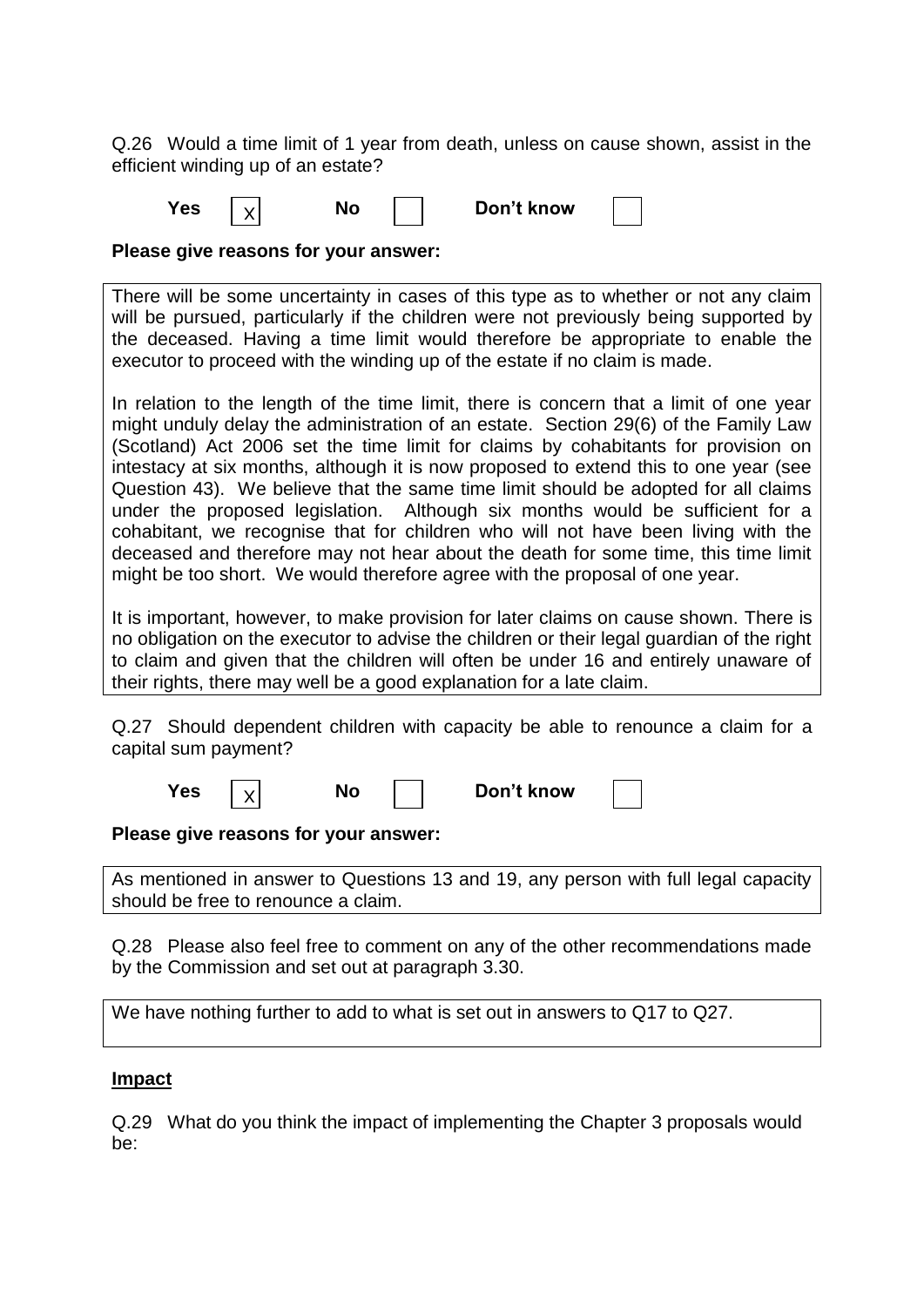Q.26 Would a time limit of 1 year from death, unless on cause shown, assist in the efficient winding up of an estate?

**Yes** [X] **No** [ ] **Don't know** [ ]

**Please give reasons for your answer:**

There will be some uncertainty in cases of this type as to whether or not any claim will be pursued, particularly if the children were not previously being supported by the deceased. Having a time limit would therefore be appropriate to enable the executor to proceed with the winding up of the estate if no claim is made.

In relation to the length of the time limit, there is concern that a limit of one year might unduly delay the administration of an estate. Section 29(6) of the Family Law (Scotland) Act 2006 set the time limit for claims by cohabitants for provision on intestacy at six months, although it is now proposed to extend this to one year (see Question 43). We believe that the same time limit should be adopted for all claims under the proposed legislation. Although six months would be sufficient for a cohabitant, we recognise that for children who will not have been living with the deceased and therefore may not hear about the death for some time, this time limit might be too short. We would therefore agree with the proposal of one year.

It is important, however, to make provision for later claims on cause shown. There is no obligation on the executor to advise the children or their legal guardian of the right to claim and given that the children will often be under 16 and entirely unaware of their rights, there may well be a good explanation for a late claim.

Q.27 Should dependent children with capacity be able to renounce a claim for a capital sum payment?

**Yes** [X] **No** [ ] **Don't know** [ ]

**Please give reasons for your answer:**

As mentioned in answer to Questions 13 and 19, any person with full legal capacity should be free to renounce a claim.

Q.28 Please also feel free to comment on any of the other recommendations made by the Commission and set out at paragraph 3.30.

We have nothing further to add to what is set out in answers to Q17 to Q27.

**Impact**

Q.29 What do you think the impact of implementing the Chapter 3 proposals would be: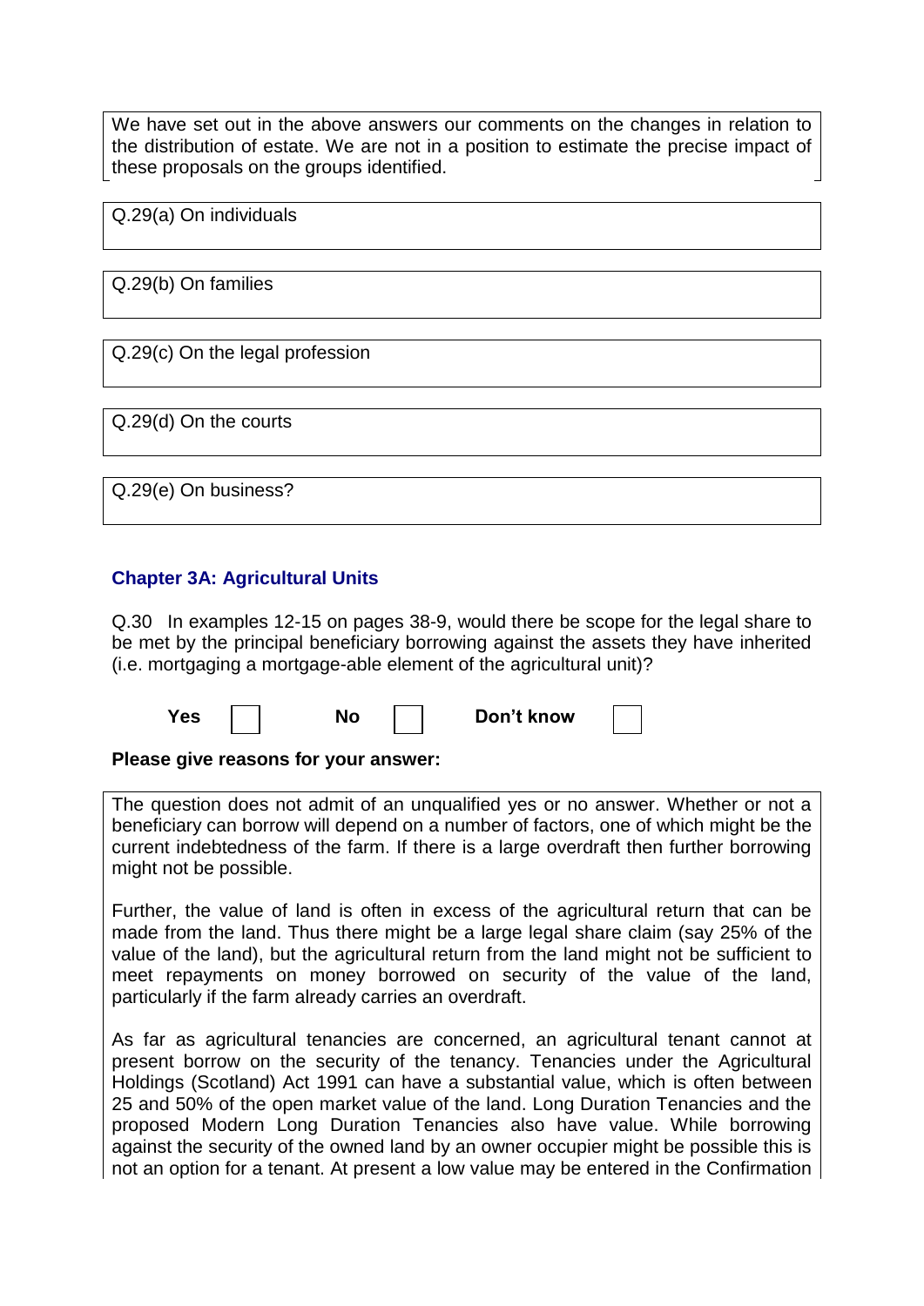We have set out in the above answers our comments on the changes in relation to the distribution of estate. We are not in a position to estimate the precise impact of these proposals on the groups identified.

Q.29(a) On individuals

Q.29(b) On families

Q.29(c) On the legal profession

Q.29(d) On the courts

Q.29(e) On business?

## Chapter 3A: Agricultural Units

Q.30 In examples 12-15 on pages 38-9, would there be scope for the legal share to be met by the principal beneficiary borrowing against the assets they have inherited (i.e. mortgaging a mortgage-able element of the agricultural unit)?

**Yes** ☐ **No** ☐ **Don't know** ☐

**Please give reasons for your answer:**

The question does not admit of an unqualified yes or no answer. Whether or not a beneficiary can borrow will depend on a number of factors, one of which might be the current indebtedness of the farm. If there is a large overdraft then further borrowing might not be possible.

Further, the value of land is often in excess of the agricultural return that can be made from the land. Thus there might be a large legal share claim (say 25% of the value of the land), but the agricultural return from the land might not be sufficient to meet repayments on money borrowed on security of the value of the land, particularly if the farm already carries an overdraft.

As far as agricultural tenancies are concerned, an agricultural tenant cannot at present borrow on the security of the tenancy. Tenancies under the Agricultural Holdings (Scotland) Act 1991 can have a substantial value, which is often between 25 and 50% of the open market value of the land. Long Duration Tenancies and the proposed Modern Long Duration Tenancies also have value. While borrowing against the security of the owned land by an owner occupier might be possible this is not an option for a tenant. At present a low value may be entered in the Confirmation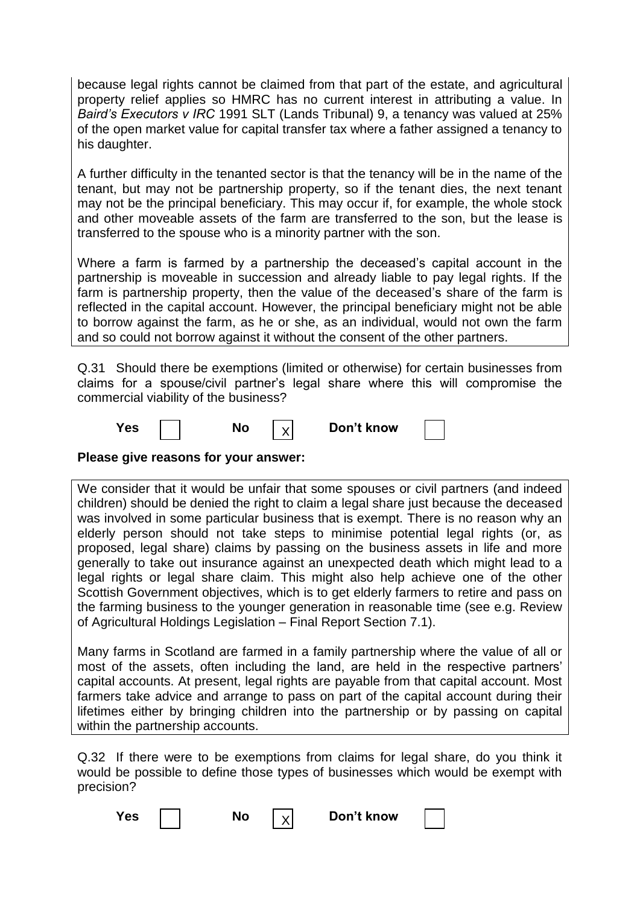because legal rights cannot be claimed from that part of the estate, and agricultural property relief applies so HMRC has no current interest in attributing a value. In *Baird's Executors v IRC* 1991 SLT (Lands Tribunal) 9, a tenancy was valued at 25% of the open market value for capital transfer tax where a father assigned a tenancy to his daughter.

A further difficulty in the tenanted sector is that the tenancy will be in the name of the tenant, but may not be partnership property, so if the tenant dies, the next tenant may not be the principal beneficiary. This may occur if, for example, the whole stock and other moveable assets of the farm are transferred to the son, but the lease is transferred to the spouse who is a minority partner with the son.

Where a farm is farmed by a partnership the deceased's capital account in the partnership is moveable in succession and already liable to pay legal rights. If the farm is partnership property, then the value of the deceased's share of the farm is reflected in the capital account. However, the principal beneficiary might not be able to borrow against the farm, as he or she, as an individual, would not own the farm and so could not borrow against it without the consent of the other partners.

Q.31 Should there be exemptions (limited or otherwise) for certain businesses from claims for a spouse/civil partner's legal share where this will compromise the commercial viability of the business?

**Yes** [ ] **No** [X] **Don't know** [ ]

**Please give reasons for your answer:**

We consider that it would be unfair that some spouses or civil partners (and indeed children) should be denied the right to claim a legal share just because the deceased was involved in some particular business that is exempt. There is no reason why an elderly person should not take steps to minimise potential legal rights (or, as proposed, legal share) claims by passing on the business assets in life and more generally to take out insurance against an unexpected death which might lead to a legal rights or legal share claim. This might also help achieve one of the other Scottish Government objectives, which is to get elderly farmers to retire and pass on the farming business to the younger generation in reasonable time (see e.g. Review of Agricultural Holdings Legislation – Final Report Section 7.1).

Many farms in Scotland are farmed in a family partnership where the value of all or most of the assets, often including the land, are held in the respective partners' capital accounts. At present, legal rights are payable from that capital account. Most farmers take advice and arrange to pass on part of the capital account during their lifetimes either by bringing children into the partnership or by passing on capital within the partnership accounts.

Q.32 If there were to be exemptions from claims for legal share, do you think it would be possible to define those types of businesses which would be exempt with precision?

**Yes** [ ] **No** [X] **Don't know** [ ]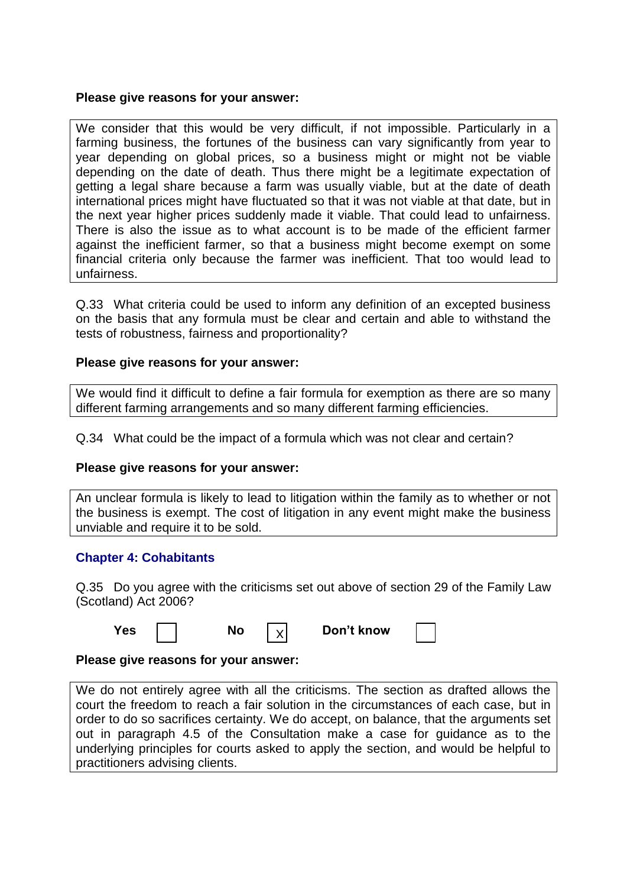**Please give reasons for your answer:**

We consider that this would be very difficult, if not impossible. Particularly in a farming business, the fortunes of the business can vary significantly from year to year depending on global prices, so a business might or might not be viable depending on the date of death. Thus there might be a legitimate expectation of getting a legal share because a farm was usually viable, but at the date of death international prices might have fluctuated so that it was not viable at that date, but in the next year higher prices suddenly made it viable. That could lead to unfairness. There is also the issue as to what account is to be made of the efficient farmer against the inefficient farmer, so that a business might become exempt on some financial criteria only because the farmer was inefficient. That too would lead to unfairness.

Q.33 What criteria could be used to inform any definition of an excepted business on the basis that any formula must be clear and certain and able to withstand the tests of robustness, fairness and proportionality?

**Please give reasons for your answer:**

We would find it difficult to define a fair formula for exemption as there are so many different farming arrangements and so many different farming efficiencies.

Q.34 What could be the impact of a formula which was not clear and certain?

**Please give reasons for your answer:**

An unclear formula is likely to lead to litigation within the family as to whether or not the business is exempt. The cost of litigation in any event might make the business unviable and require it to be sold.

## Chapter 4: Cohabitants

Q.35 Do you agree with the criticisms set out above of section 29 of the Family Law (Scotland) Act 2006?

| Yes | [ ] | No | [X] | Don't know | [ ] |
|---|---|---|---|---|---|

**Please give reasons for your answer:**

We do not entirely agree with all the criticisms. The section as drafted allows the court the freedom to reach a fair solution in the circumstances of each case, but in order to do so sacrifices certainty. We do accept, on balance, that the arguments set out in paragraph 4.5 of the Consultation make a case for guidance as to the underlying principles for courts asked to apply the section, and would be helpful to practitioners advising clients.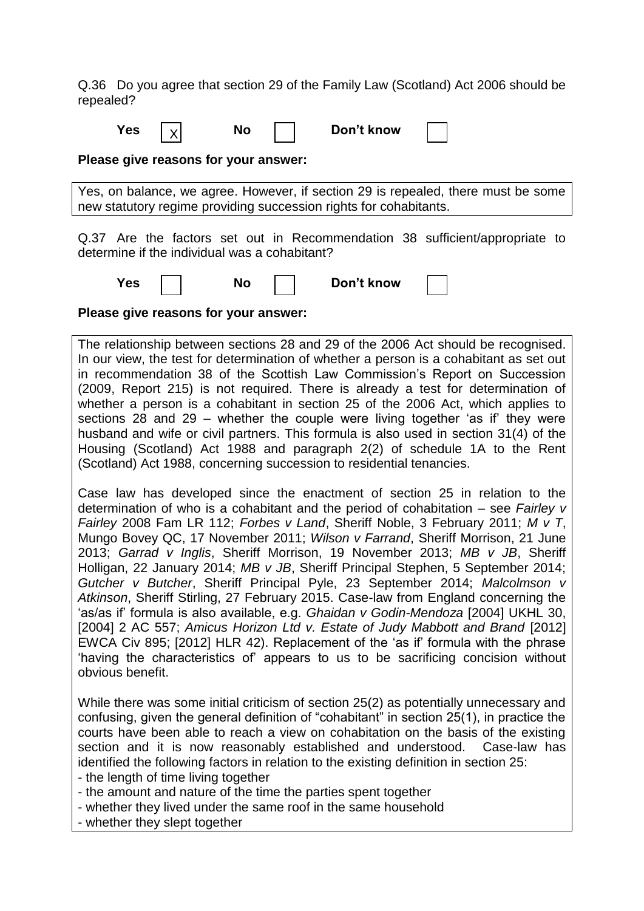Q.36 Do you agree that section 29 of the Family Law (Scotland) Act 2006 should be repealed?

**Yes** [X] **No** [ ] **Don't know** [ ]

**Please give reasons for your answer:**

Yes, on balance, we agree. However, if section 29 is repealed, there must be some new statutory regime providing succession rights for cohabitants.

Q.37 Are the factors set out in Recommendation 38 sufficient/appropriate to determine if the individual was a cohabitant?

**Yes** [ ] **No** [ ] **Don't know** [ ]

**Please give reasons for your answer:**

The relationship between sections 28 and 29 of the 2006 Act should be recognised. In our view, the test for determination of whether a person is a cohabitant as set out in recommendation 38 of the Scottish Law Commission's Report on Succession (2009, Report 215) is not required. There is already a test for determination of whether a person is a cohabitant in section 25 of the 2006 Act, which applies to sections 28 and 29 – whether the couple were living together 'as if' they were husband and wife or civil partners. This formula is also used in section 31(4) of the Housing (Scotland) Act 1988 and paragraph 2(2) of schedule 1A to the Rent (Scotland) Act 1988, concerning succession to residential tenancies.

Case law has developed since the enactment of section 25 in relation to the determination of who is a cohabitant and the period of cohabitation – see *Fairley v Fairley* 2008 Fam LR 112; *Forbes v Land*, Sheriff Noble, 3 February 2011; *M v T*, Mungo Bovey QC, 17 November 2011; *Wilson v Farrand*, Sheriff Morrison, 21 June 2013; *Garrad v Inglis*, Sheriff Morrison, 19 November 2013; *MB v JB*, Sheriff Holligan, 22 January 2014; *MB v JB*, Sheriff Principal Stephen, 5 September 2014; *Gutcher v Butcher*, Sheriff Principal Pyle, 23 September 2014; *Malcolmson v Atkinson*, Sheriff Stirling, 27 February 2015. Case-law from England concerning the 'as/as if' formula is also available, e.g. *Ghaidan v Godin-Mendoza* [2004] UKHL 30, [2004] 2 AC 557; *Amicus Horizon Ltd v. Estate of Judy Mabbott and Brand* [2012] EWCA Civ 895; [2012] HLR 42). Replacement of the 'as if' formula with the phrase 'having the characteristics of' appears to us to be sacrificing concision without obvious benefit.

While there was some initial criticism of section 25(2) as potentially unnecessary and confusing, given the general definition of "cohabitant" in section 25(1), in practice the courts have been able to reach a view on cohabitation on the basis of the existing section and it is now reasonably established and understood. Case-law has identified the following factors in relation to the existing definition in section 25:

- the length of time living together
- the amount and nature of the time the parties spent together
- whether they lived under the same roof in the same household
- whether they slept together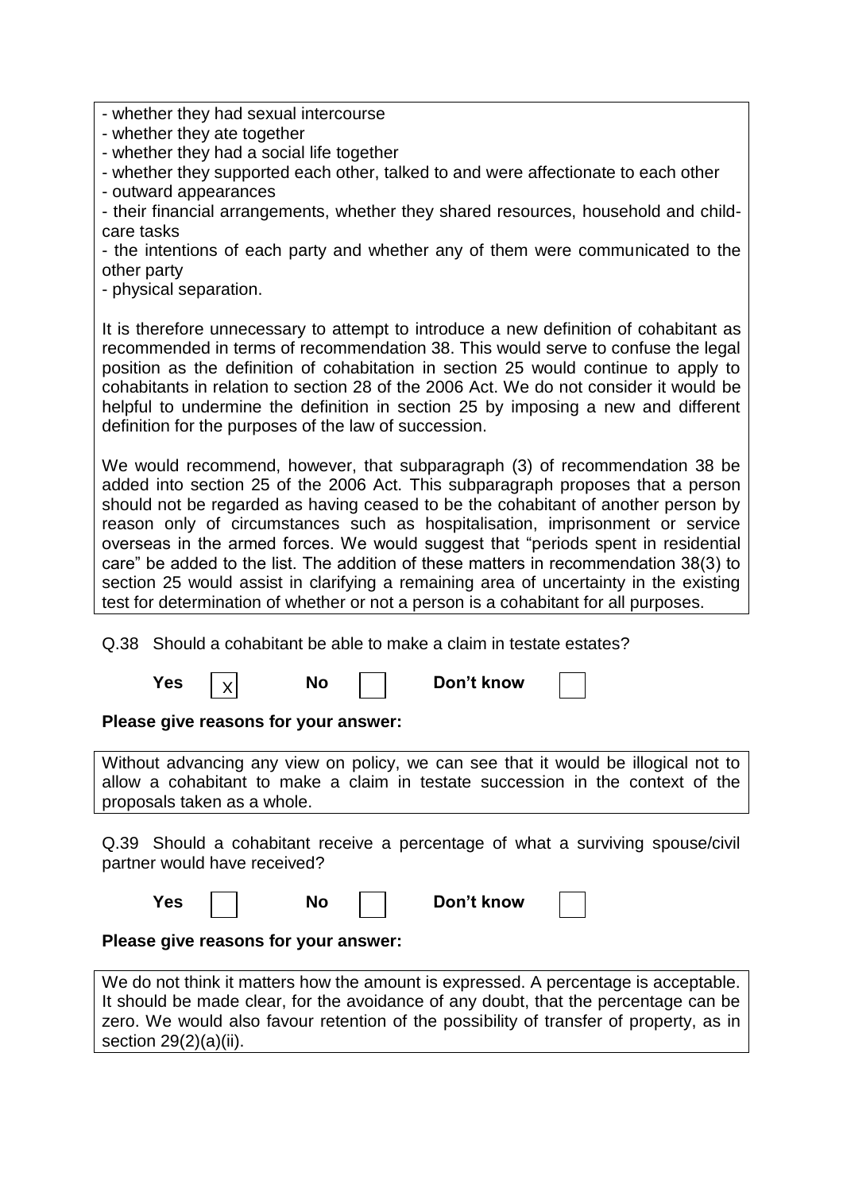- whether they had sexual intercourse
- whether they ate together
- whether they had a social life together
- whether they supported each other, talked to and were affectionate to each other
- outward appearances
- their financial arrangements, whether they shared resources, household and child-care tasks
- the intentions of each party and whether any of them were communicated to the other party
- physical separation.

It is therefore unnecessary to attempt to introduce a new definition of cohabitant as recommended in terms of recommendation 38. This would serve to confuse the legal position as the definition of cohabitation in section 25 would continue to apply to cohabitants in relation to section 28 of the 2006 Act. We do not consider it would be helpful to undermine the definition in section 25 by imposing a new and different definition for the purposes of the law of succession.

We would recommend, however, that subparagraph (3) of recommendation 38 be added into section 25 of the 2006 Act. This subparagraph proposes that a person should not be regarded as having ceased to be the cohabitant of another person by reason only of circumstances such as hospitalisation, imprisonment or service overseas in the armed forces. We would suggest that "periods spent in residential care" be added to the list. The addition of these matters in recommendation 38(3) to section 25 would assist in clarifying a remaining area of uncertainty in the existing test for determination of whether or not a person is a cohabitant for all purposes.

Q.38 Should a cohabitant be able to make a claim in testate estates?

**Yes** [X] **No** [ ] **Don't know** [ ]

**Please give reasons for your answer:**

Without advancing any view on policy, we can see that it would be illogical not to allow a cohabitant to make a claim in testate succession in the context of the proposals taken as a whole.

Q.39 Should a cohabitant receive a percentage of what a surviving spouse/civil partner would have received?

**Yes** [ ] **No** [ ] **Don't know** [ ]

**Please give reasons for your answer:**

We do not think it matters how the amount is expressed. A percentage is acceptable. It should be made clear, for the avoidance of any doubt, that the percentage can be zero. We would also favour retention of the possibility of transfer of property, as in section 29(2)(a)(ii).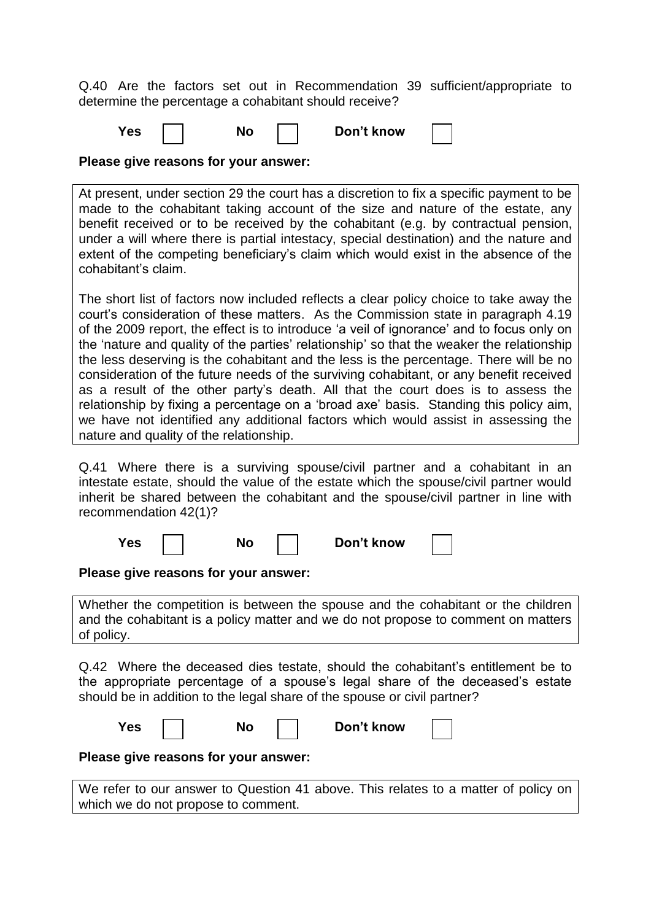Q.40 Are the factors set out in Recommendation 39 sufficient/appropriate to determine the percentage a cohabitant should receive?

**Yes** ☐ **No** ☐ **Don't know** ☐

**Please give reasons for your answer:**

At present, under section 29 the court has a discretion to fix a specific payment to be made to the cohabitant taking account of the size and nature of the estate, any benefit received or to be received by the cohabitant (e.g. by contractual pension, under a will where there is partial intestacy, special destination) and the nature and extent of the competing beneficiary's claim which would exist in the absence of the cohabitant's claim.

The short list of factors now included reflects a clear policy choice to take away the court's consideration of these matters. As the Commission state in paragraph 4.19 of the 2009 report, the effect is to introduce 'a veil of ignorance' and to focus only on the 'nature and quality of the parties' relationship' so that the weaker the relationship the less deserving is the cohabitant and the less is the percentage. There will be no consideration of the future needs of the surviving cohabitant, or any benefit received as a result of the other party's death. All that the court does is to assess the relationship by fixing a percentage on a 'broad axe' basis. Standing this policy aim, we have not identified any additional factors which would assist in assessing the nature and quality of the relationship.

Q.41 Where there is a surviving spouse/civil partner and a cohabitant in an intestate estate, should the value of the estate which the spouse/civil partner would inherit be shared between the cohabitant and the spouse/civil partner in line with recommendation 42(1)?

**Yes** ☐ **No** ☐ **Don't know** ☐

**Please give reasons for your answer:**

Whether the competition is between the spouse and the cohabitant or the children and the cohabitant is a policy matter and we do not propose to comment on matters of policy.

Q.42 Where the deceased dies testate, should the cohabitant's entitlement be to the appropriate percentage of a spouse's legal share of the deceased's estate should be in addition to the legal share of the spouse or civil partner?

**Yes** ☐ **No** ☐ **Don't know** ☐

**Please give reasons for your answer:**

We refer to our answer to Question 41 above. This relates to a matter of policy on which we do not propose to comment.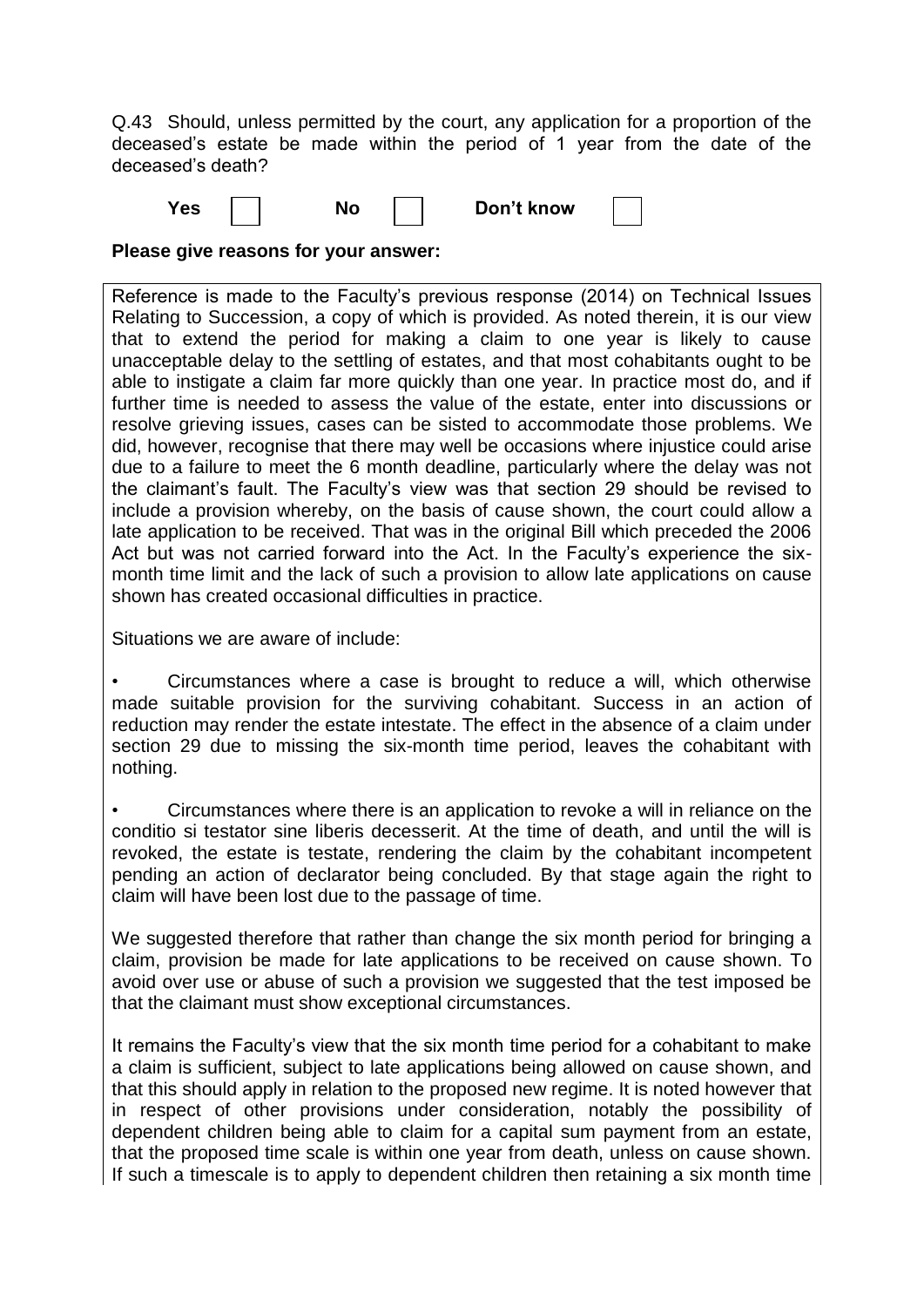Q.43 Should, unless permitted by the court, any application for a proportion of the deceased's estate be made within the period of 1 year from the date of the deceased's death?

Yes ☐ No ☐ Don't know ☐

**Please give reasons for your answer:**

Reference is made to the Faculty's previous response (2014) on Technical Issues Relating to Succession, a copy of which is provided. As noted therein, it is our view that to extend the period for making a claim to one year is likely to cause unacceptable delay to the settling of estates, and that most cohabitants ought to be able to instigate a claim far more quickly than one year. In practice most do, and if further time is needed to assess the value of the estate, enter into discussions or resolve grieving issues, cases can be sisted to accommodate those problems. We did, however, recognise that there may well be occasions where injustice could arise due to a failure to meet the 6 month deadline, particularly where the delay was not the claimant's fault. The Faculty's view was that section 29 should be revised to include a provision whereby, on the basis of cause shown, the court could allow a late application to be received. That was in the original Bill which preceded the 2006 Act but was not carried forward into the Act. In the Faculty's experience the six-month time limit and the lack of such a provision to allow late applications on cause shown has created occasional difficulties in practice.

Situations we are aware of include:

- Circumstances where a case is brought to reduce a will, which otherwise made suitable provision for the surviving cohabitant. Success in an action of reduction may render the estate intestate. The effect in the absence of a claim under section 29 due to missing the six-month time period, leaves the cohabitant with nothing.

- Circumstances where there is an application to revoke a will in reliance on the conditio si testator sine liberis decesserit. At the time of death, and until the will is revoked, the estate is testate, rendering the claim by the cohabitant incompetent pending an action of declarator being concluded. By that stage again the right to claim will have been lost due to the passage of time.

We suggested therefore that rather than change the six month period for bringing a claim, provision be made for late applications to be received on cause shown. To avoid over use or abuse of such a provision we suggested that the test imposed be that the claimant must show exceptional circumstances.

It remains the Faculty's view that the six month time period for a cohabitant to make a claim is sufficient, subject to late applications being allowed on cause shown, and that this should apply in relation to the proposed new regime. It is noted however that in respect of other provisions under consideration, notably the possibility of dependent children being able to claim for a capital sum payment from an estate, that the proposed time scale is within one year from death, unless on cause shown. If such a timescale is to apply to dependent children then retaining a six month time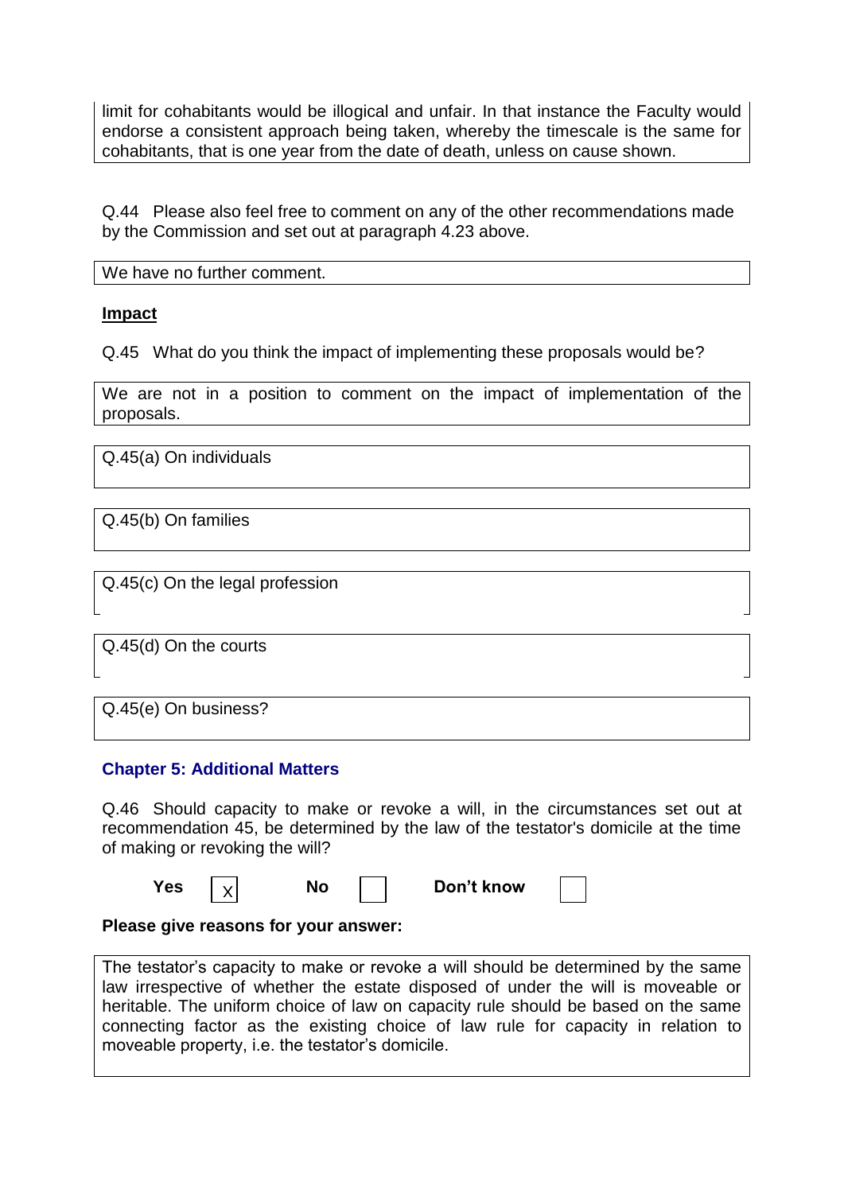limit for cohabitants would be illogical and unfair. In that instance the Faculty would endorse a consistent approach being taken, whereby the timescale is the same for cohabitants, that is one year from the date of death, unless on cause shown.

Q.44 Please also feel free to comment on any of the other recommendations made by the Commission and set out at paragraph 4.23 above.

We have no further comment.

**Impact**

Q.45 What do you think the impact of implementing these proposals would be?

We are not in a position to comment on the impact of implementation of the proposals.

Q.45(a) On individuals

Q.45(b) On families

Q.45(c) On the legal profession

Q.45(d) On the courts

Q.45(e) On business?

## Chapter 5: Additional Matters

Q.46 Should capacity to make or revoke a will, in the circumstances set out at recommendation 45, be determined by the law of the testator's domicile at the time of making or revoking the will?

**Yes** [X] **No** [ ] **Don't know** [ ]

**Please give reasons for your answer:**

The testator's capacity to make or revoke a will should be determined by the same law irrespective of whether the estate disposed of under the will is moveable or heritable. The uniform choice of law on capacity rule should be based on the same connecting factor as the existing choice of law rule for capacity in relation to moveable property, i.e. the testator's domicile.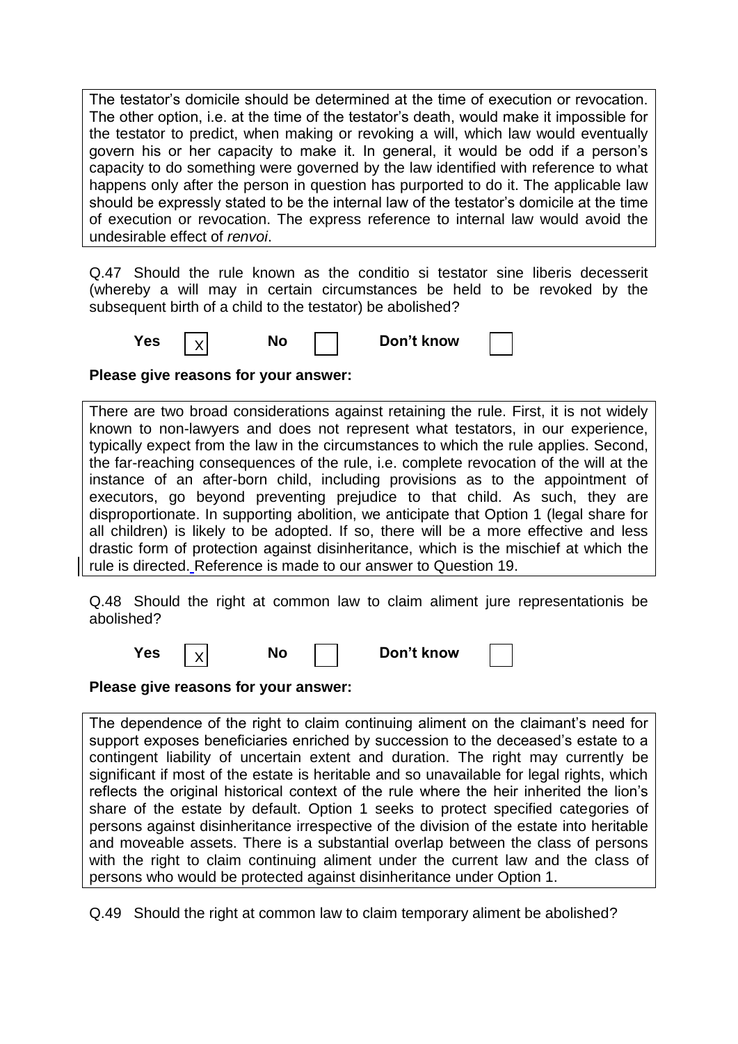The testator's domicile should be determined at the time of execution or revocation. The other option, i.e. at the time of the testator's death, would make it impossible for the testator to predict, when making or revoking a will, which law would eventually govern his or her capacity to make it. In general, it would be odd if a person's capacity to do something were governed by the law identified with reference to what happens only after the person in question has purported to do it. The applicable law should be expressly stated to be the internal law of the testator's domicile at the time of execution or revocation. The express reference to internal law would avoid the undesirable effect of *renvoi*.

Q.47 Should the rule known as the conditio si testator sine liberis decesserit (whereby a will may in certain circumstances be held to be revoked by the subsequent birth of a child to the testator) be abolished?

**Yes** [X] **No** [ ] **Don't know** [ ]

**Please give reasons for your answer:**

There are two broad considerations against retaining the rule. First, it is not widely known to non-lawyers and does not represent what testators, in our experience, typically expect from the law in the circumstances to which the rule applies. Second, the far-reaching consequences of the rule, i.e. complete revocation of the will at the instance of an after-born child, including provisions as to the appointment of executors, go beyond preventing prejudice to that child. As such, they are disproportionate. In supporting abolition, we anticipate that Option 1 (legal share for all children) is likely to be adopted. If so, there will be a more effective and less drastic form of protection against disinheritance, which is the mischief at which the rule is directed. Reference is made to our answer to Question 19.

Q.48 Should the right at common law to claim aliment jure representationis be abolished?

**Yes** [X] **No** [ ] **Don't know** [ ]

**Please give reasons for your answer:**

The dependence of the right to claim continuing aliment on the claimant's need for support exposes beneficiaries enriched by succession to the deceased's estate to a contingent liability of uncertain extent and duration. The right may currently be significant if most of the estate is heritable and so unavailable for legal rights, which reflects the original historical context of the rule where the heir inherited the lion's share of the estate by default. Option 1 seeks to protect specified categories of persons against disinheritance irrespective of the division of the estate into heritable and moveable assets. There is a substantial overlap between the class of persons with the right to claim continuing aliment under the current law and the class of persons who would be protected against disinheritance under Option 1.

Q.49 Should the right at common law to claim temporary aliment be abolished?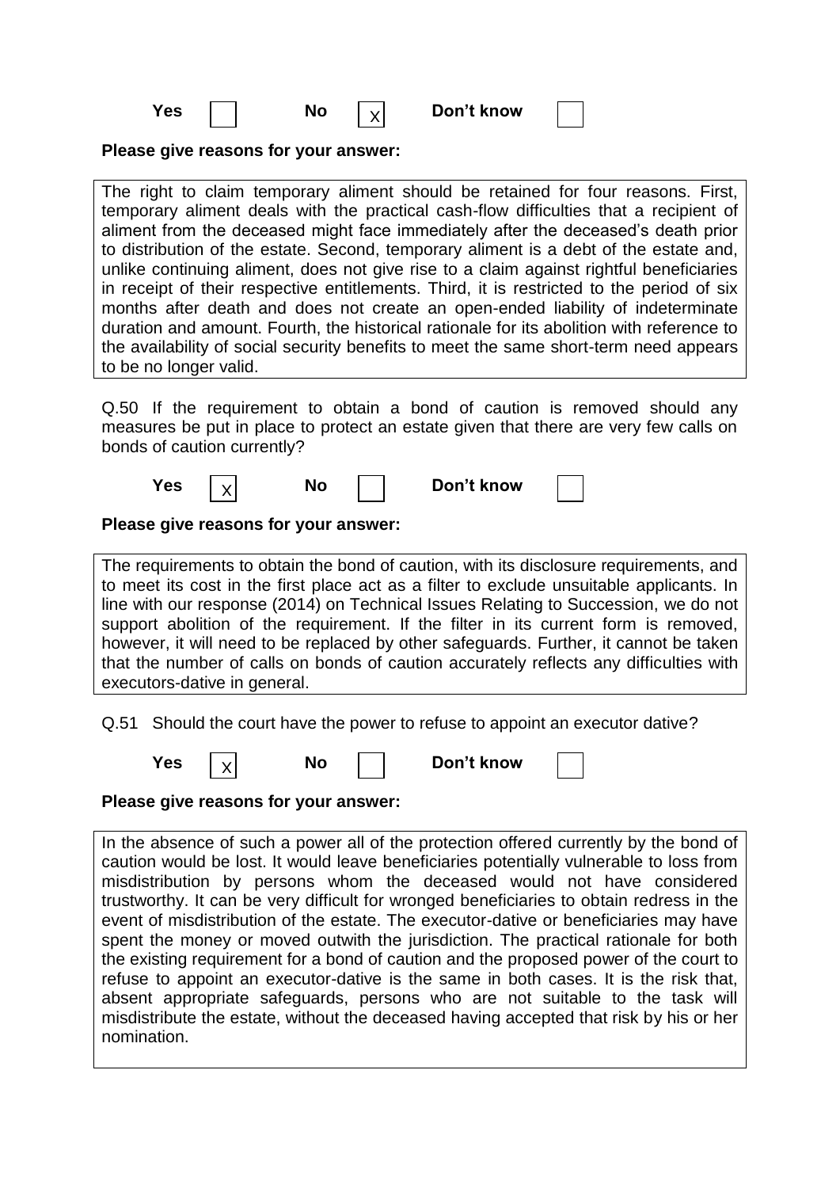Yes ☐ No ☒ Don't know ☐

**Please give reasons for your answer:**

The right to claim temporary aliment should be retained for four reasons. First, temporary aliment deals with the practical cash-flow difficulties that a recipient of aliment from the deceased might face immediately after the deceased's death prior to distribution of the estate. Second, temporary aliment is a debt of the estate and, unlike continuing aliment, does not give rise to a claim against rightful beneficiaries in receipt of their respective entitlements. Third, it is restricted to the period of six months after death and does not create an open-ended liability of indeterminate duration and amount. Fourth, the historical rationale for its abolition with reference to the availability of social security benefits to meet the same short-term need appears to be no longer valid.

Q.50 If the requirement to obtain a bond of caution is removed should any measures be put in place to protect an estate given that there are very few calls on bonds of caution currently?

Yes ☒ No ☐ Don't know ☐

**Please give reasons for your answer:**

The requirements to obtain the bond of caution, with its disclosure requirements, and to meet its cost in the first place act as a filter to exclude unsuitable applicants. In line with our response (2014) on Technical Issues Relating to Succession, we do not support abolition of the requirement. If the filter in its current form is removed, however, it will need to be replaced by other safeguards. Further, it cannot be taken that the number of calls on bonds of caution accurately reflects any difficulties with executors-dative in general.

Q.51 Should the court have the power to refuse to appoint an executor dative?

Yes ☒ No ☐ Don't know ☐

**Please give reasons for your answer:**

In the absence of such a power all of the protection offered currently by the bond of caution would be lost. It would leave beneficiaries potentially vulnerable to loss from misdistribution by persons whom the deceased would not have considered trustworthy. It can be very difficult for wronged beneficiaries to obtain redress in the event of misdistribution of the estate. The executor-dative or beneficiaries may have spent the money or moved outwith the jurisdiction. The practical rationale for both the existing requirement for a bond of caution and the proposed power of the court to refuse to appoint an executor-dative is the same in both cases. It is the risk that, absent appropriate safeguards, persons who are not suitable to the task will misdistribute the estate, without the deceased having accepted that risk by his or her nomination.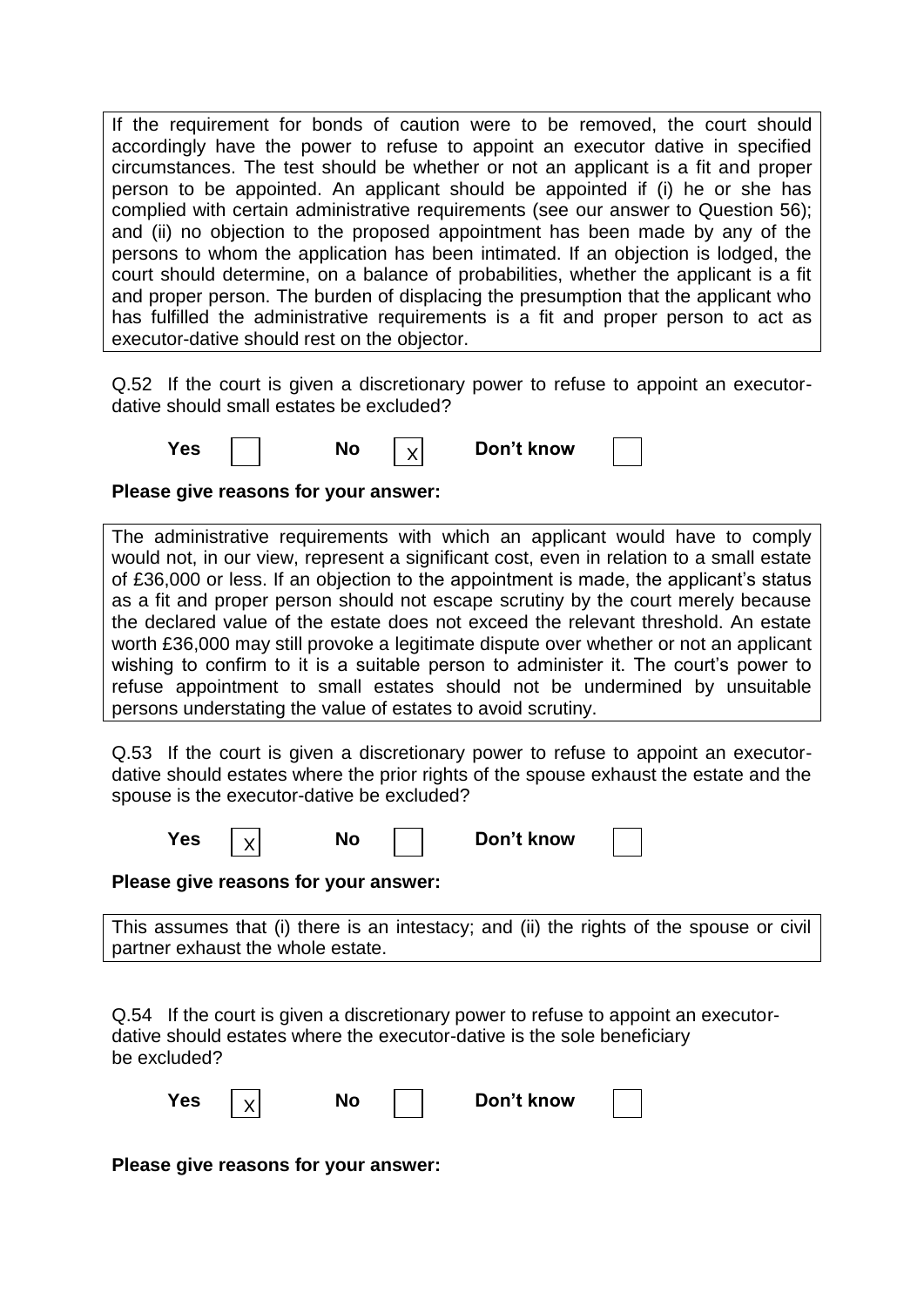If the requirement for bonds of caution were to be removed, the court should accordingly have the power to refuse to appoint an executor dative in specified circumstances. The test should be whether or not an applicant is a fit and proper person to be appointed. An applicant should be appointed if (i) he or she has complied with certain administrative requirements (see our answer to Question 56); and (ii) no objection to the proposed appointment has been made by any of the persons to whom the application has been intimated. If an objection is lodged, the court should determine, on a balance of probabilities, whether the applicant is a fit and proper person. The burden of displacing the presumption that the applicant who has fulfilled the administrative requirements is a fit and proper person to act as executor-dative should rest on the objector.

Q.52 If the court is given a discretionary power to refuse to appoint an executor-dative should small estates be excluded?

**Yes** [ ] **No** [X] **Don't know** [ ]

**Please give reasons for your answer:**

The administrative requirements with which an applicant would have to comply would not, in our view, represent a significant cost, even in relation to a small estate of £36,000 or less. If an objection to the appointment is made, the applicant's status as a fit and proper person should not escape scrutiny by the court merely because the declared value of the estate does not exceed the relevant threshold. An estate worth £36,000 may still provoke a legitimate dispute over whether or not an applicant wishing to confirm to it is a suitable person to administer it. The court's power to refuse appointment to small estates should not be undermined by unsuitable persons understating the value of estates to avoid scrutiny.

Q.53 If the court is given a discretionary power to refuse to appoint an executor-dative should estates where the prior rights of the spouse exhaust the estate and the spouse is the executor-dative be excluded?

**Yes** [X] **No** [ ] **Don't know** [ ]

**Please give reasons for your answer:**

This assumes that (i) there is an intestacy; and (ii) the rights of the spouse or civil partner exhaust the whole estate.

Q.54 If the court is given a discretionary power to refuse to appoint an executor-dative should estates where the executor-dative is the sole beneficiary be excluded?

**Yes** [X] **No** [ ] **Don't know** [ ]

**Please give reasons for your answer:**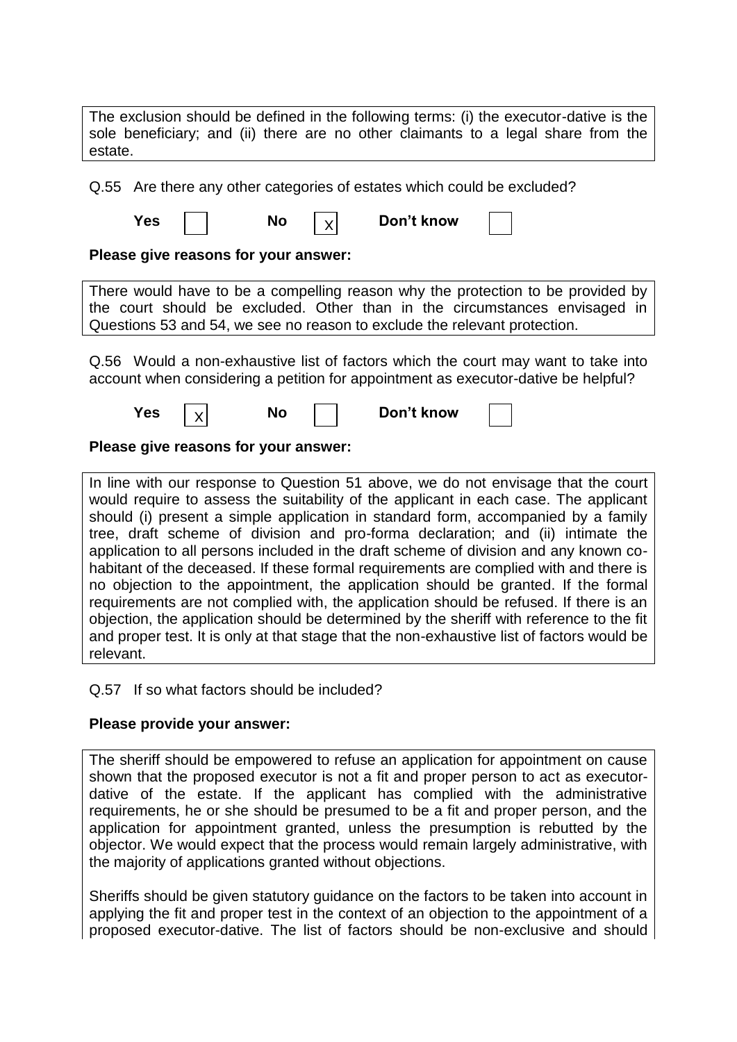The exclusion should be defined in the following terms: (i) the executor-dative is the sole beneficiary; and (ii) there are no other claimants to a legal share from the estate.

Q.55 Are there any other categories of estates which could be excluded?

**Yes** ☐ **No** ☒ **Don't know** ☐

**Please give reasons for your answer:**

There would have to be a compelling reason why the protection to be provided by the court should be excluded. Other than in the circumstances envisaged in Questions 53 and 54, we see no reason to exclude the relevant protection.

Q.56 Would a non-exhaustive list of factors which the court may want to take into account when considering a petition for appointment as executor-dative be helpful?

**Yes** ☒ **No** ☐ **Don't know** ☐

**Please give reasons for your answer:**

In line with our response to Question 51 above, we do not envisage that the court would require to assess the suitability of the applicant in each case. The applicant should (i) present a simple application in standard form, accompanied by a family tree, draft scheme of division and pro-forma declaration; and (ii) intimate the application to all persons included in the draft scheme of division and any known co-habitant of the deceased. If these formal requirements are complied with and there is no objection to the appointment, the application should be granted. If the formal requirements are not complied with, the application should be refused. If there is an objection, the application should be determined by the sheriff with reference to the fit and proper test. It is only at that stage that the non-exhaustive list of factors would be relevant.

Q.57 If so what factors should be included?

**Please provide your answer:**

The sheriff should be empowered to refuse an application for appointment on cause shown that the proposed executor is not a fit and proper person to act as executor-dative of the estate. If the applicant has complied with the administrative requirements, he or she should be presumed to be a fit and proper person, and the application for appointment granted, unless the presumption is rebutted by the objector. We would expect that the process would remain largely administrative, with the majority of applications granted without objections.

Sheriffs should be given statutory guidance on the factors to be taken into account in applying the fit and proper test in the context of an objection to the appointment of a proposed executor-dative. The list of factors should be non-exclusive and should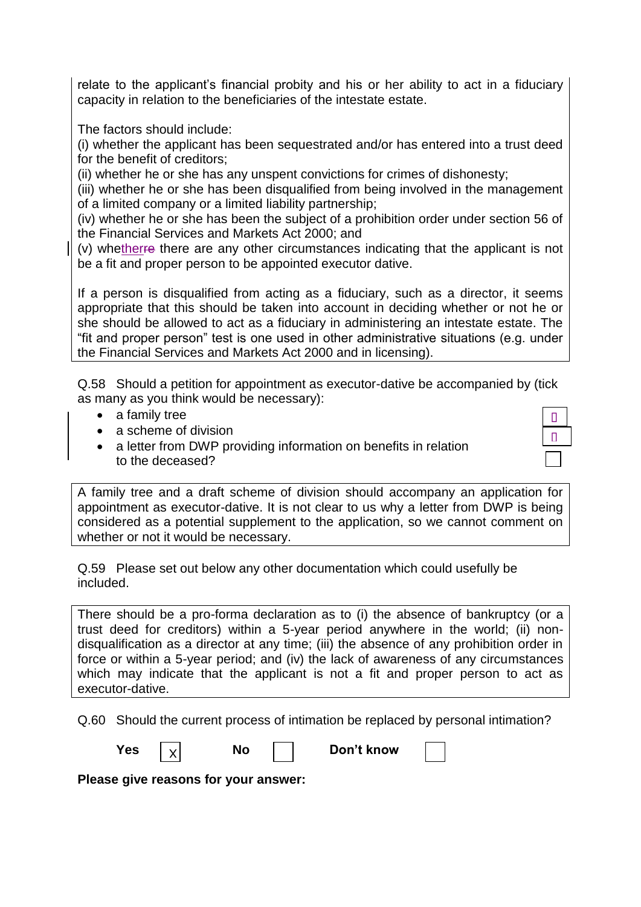relate to the applicant's financial probity and his or her ability to act in a fiduciary capacity in relation to the beneficiaries of the intestate estate.

The factors should include:
(i) whether the applicant has been sequestrated and/or has entered into a trust deed for the benefit of creditors;
(ii) whether he or she has any unspent convictions for crimes of dishonesty;
(iii) whether he or she has been disqualified from being involved in the management of a limited company or a limited liability partnership;
(iv) whether he or she has been the subject of a prohibition order under section 56 of the Financial Services and Markets Act 2000; and
(v) whetherre there are any other circumstances indicating that the applicant is not be a fit and proper person to be appointed executor dative.

If a person is disqualified from acting as a fiduciary, such as a director, it seems appropriate that this should be taken into account in deciding whether or not he or she should be allowed to act as a fiduciary in administering an intestate estate. The "fit and proper person" test is one used in other administrative situations (e.g. under the Financial Services and Markets Act 2000 and in licensing).

Q.58 Should a petition for appointment as executor-dative be accompanied by (tick as many as you think would be necessary):

- a family tree ☑
- a scheme of division ☑
- a letter from DWP providing information on benefits in relation to the deceased? ☐

A family tree and a draft scheme of division should accompany an application for appointment as executor-dative. It is not clear to us why a letter from DWP is being considered as a potential supplement to the application, so we cannot comment on whether or not it would be necessary.

Q.59 Please set out below any other documentation which could usefully be included.

There should be a pro-forma declaration as to (i) the absence of bankruptcy (or a trust deed for creditors) within a 5-year period anywhere in the world; (ii) non-disqualification as a director at any time; (iii) the absence of any prohibition order in force or within a 5-year period; and (iv) the lack of awareness of any circumstances which may indicate that the applicant is not a fit and proper person to act as executor-dative.

Q.60 Should the current process of intimation be replaced by personal intimation?

**Yes** [X] **No** [ ] **Don't know** [ ]

**Please give reasons for your answer:**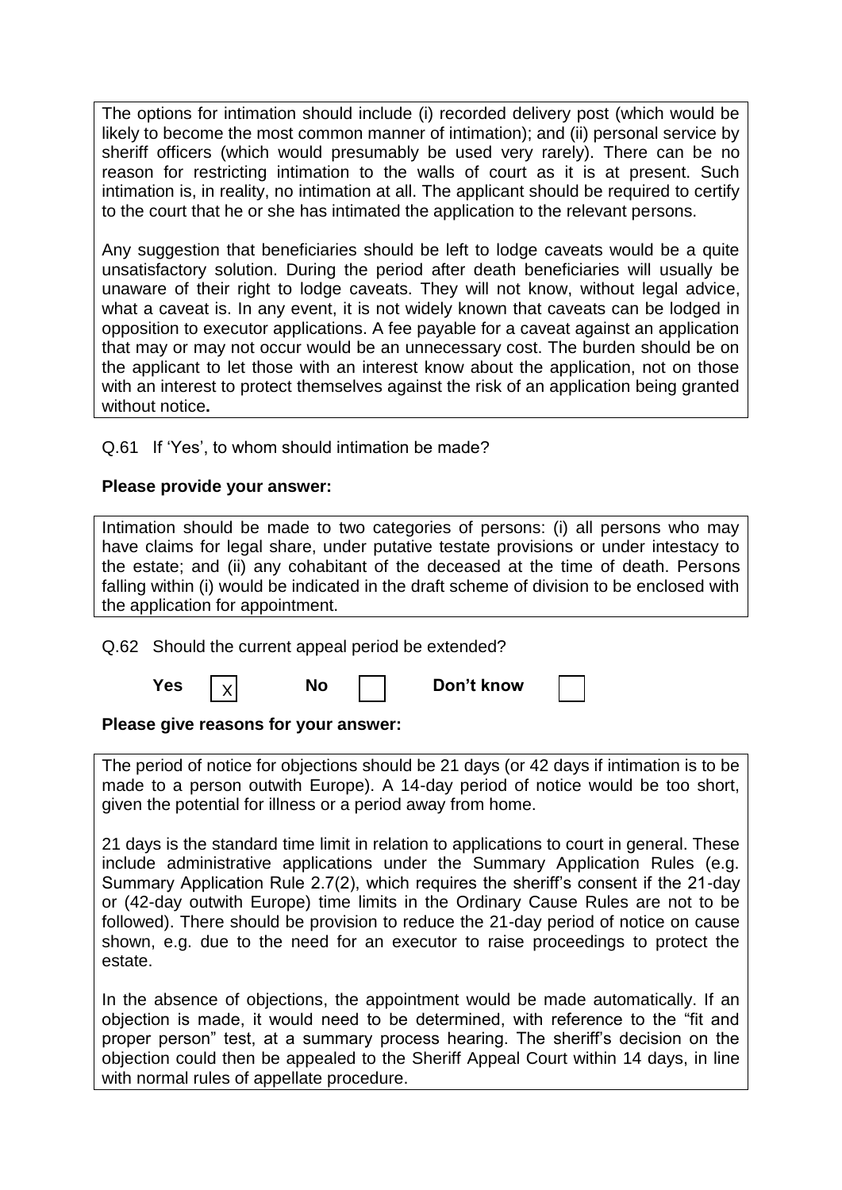The options for intimation should include (i) recorded delivery post (which would be likely to become the most common manner of intimation); and (ii) personal service by sheriff officers (which would presumably be used very rarely). There can be no reason for restricting intimation to the walls of court as it is at present. Such intimation is, in reality, no intimation at all. The applicant should be required to certify to the court that he or she has intimated the application to the relevant persons.

Any suggestion that beneficiaries should be left to lodge caveats would be a quite unsatisfactory solution. During the period after death beneficiaries will usually be unaware of their right to lodge caveats. They will not know, without legal advice, what a caveat is. In any event, it is not widely known that caveats can be lodged in opposition to executor applications. A fee payable for a caveat against an application that may or may not occur would be an unnecessary cost. The burden should be on the applicant to let those with an interest know about the application, not on those with an interest to protect themselves against the risk of an application being granted without notice**.**

Q.61 If 'Yes', to whom should intimation be made?

**Please provide your answer:**

Intimation should be made to two categories of persons: (i) all persons who may have claims for legal share, under putative testate provisions or under intestacy to the estate; and (ii) any cohabitant of the deceased at the time of death. Persons falling within (i) would be indicated in the draft scheme of division to be enclosed with the application for appointment.

Q.62 Should the current appeal period be extended?

**Yes** [X] **No** [ ] **Don't know** [ ]

**Please give reasons for your answer:**

The period of notice for objections should be 21 days (or 42 days if intimation is to be made to a person outwith Europe). A 14-day period of notice would be too short, given the potential for illness or a period away from home.

21 days is the standard time limit in relation to applications to court in general. These include administrative applications under the Summary Application Rules (e.g. Summary Application Rule 2.7(2), which requires the sheriff's consent if the 21-day or (42-day outwith Europe) time limits in the Ordinary Cause Rules are not to be followed). There should be provision to reduce the 21-day period of notice on cause shown, e.g. due to the need for an executor to raise proceedings to protect the estate.

In the absence of objections, the appointment would be made automatically. If an objection is made, it would need to be determined, with reference to the "fit and proper person" test, at a summary process hearing. The sheriff's decision on the objection could then be appealed to the Sheriff Appeal Court within 14 days, in line with normal rules of appellate procedure.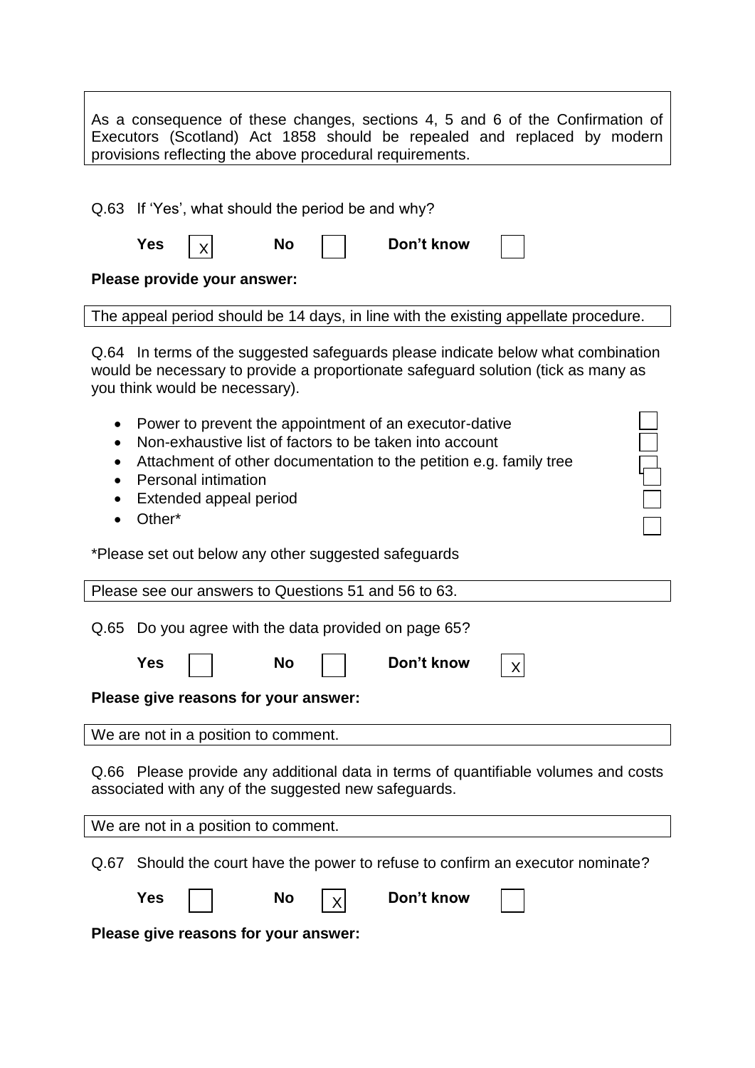As a consequence of these changes, sections 4, 5 and 6 of the Confirmation of Executors (Scotland) Act 1858 should be repealed and replaced by modern provisions reflecting the above procedural requirements.

Q.63 If 'Yes', what should the period be and why?

**Yes** [X] **No** [ ] **Don't know** [ ]

**Please provide your answer:**

The appeal period should be 14 days, in line with the existing appellate procedure.

Q.64 In terms of the suggested safeguards please indicate below what combination would be necessary to provide a proportionate safeguard solution (tick as many as you think would be necessary).

- Power to prevent the appointment of an executor-dative [ ]
- Non-exhaustive list of factors to be taken into account [ ]
- Attachment of other documentation to the petition e.g. family tree [ ]
- Personal intimation [ ]
- Extended appeal period [ ]
- Other* [ ]

*Please set out below any other suggested safeguards

Please see our answers to Questions 51 and 56 to 63.

Q.65 Do you agree with the data provided on page 65?

**Yes** [ ] **No** [ ] **Don't know** [X]

**Please give reasons for your answer:**

We are not in a position to comment.

Q.66 Please provide any additional data in terms of quantifiable volumes and costs associated with any of the suggested new safeguards.

We are not in a position to comment.

Q.67 Should the court have the power to refuse to confirm an executor nominate?

**Yes** [ ] **No** [X] **Don't know** [ ]

**Please give reasons for your answer:**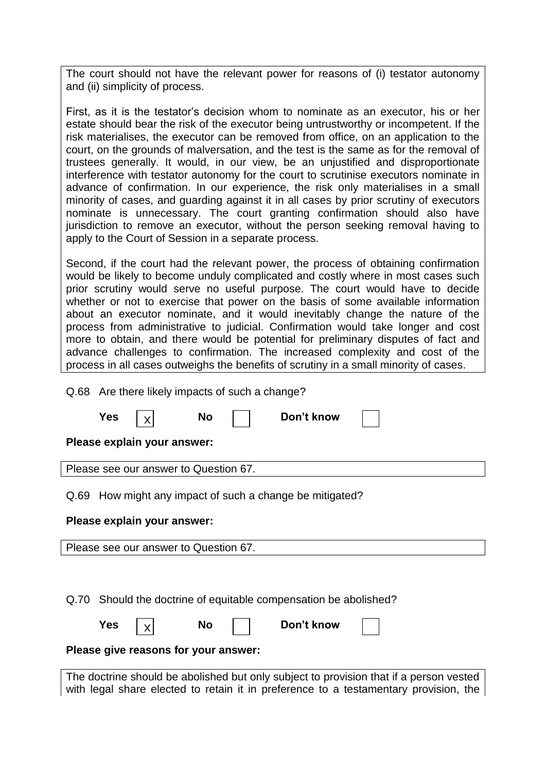The court should not have the relevant power for reasons of (i) testator autonomy and (ii) simplicity of process.

First, as it is the testator's decision whom to nominate as an executor, his or her estate should bear the risk of the executor being untrustworthy or incompetent. If the risk materialises, the executor can be removed from office, on an application to the court, on the grounds of malversation, and the test is the same as for the removal of trustees generally. It would, in our view, be an unjustified and disproportionate interference with testator autonomy for the court to scrutinise executors nominate in advance of confirmation. In our experience, the risk only materialises in a small minority of cases, and guarding against it in all cases by prior scrutiny of executors nominate is unnecessary. The court granting confirmation should also have jurisdiction to remove an executor, without the person seeking removal having to apply to the Court of Session in a separate process.

Second, if the court had the relevant power, the process of obtaining confirmation would be likely to become unduly complicated and costly where in most cases such prior scrutiny would serve no useful purpose. The court would have to decide whether or not to exercise that power on the basis of some available information about an executor nominate, and it would inevitably change the nature of the process from administrative to judicial. Confirmation would take longer and cost more to obtain, and there would be potential for preliminary disputes of fact and advance challenges to confirmation. The increased complexity and cost of the process in all cases outweighs the benefits of scrutiny in a small minority of cases.

Q.68 Are there likely impacts of such a change?

**Yes** [X] **No** [ ] **Don't know** [ ]

**Please explain your answer:**

Please see our answer to Question 67.

Q.69 How might any impact of such a change be mitigated?

**Please explain your answer:**

Please see our answer to Question 67.

Q.70 Should the doctrine of equitable compensation be abolished?

**Yes** [X] **No** [ ] **Don't know** [ ]

**Please give reasons for your answer:**

The doctrine should be abolished but only subject to provision that if a person vested with legal share elected to retain it in preference to a testamentary provision, the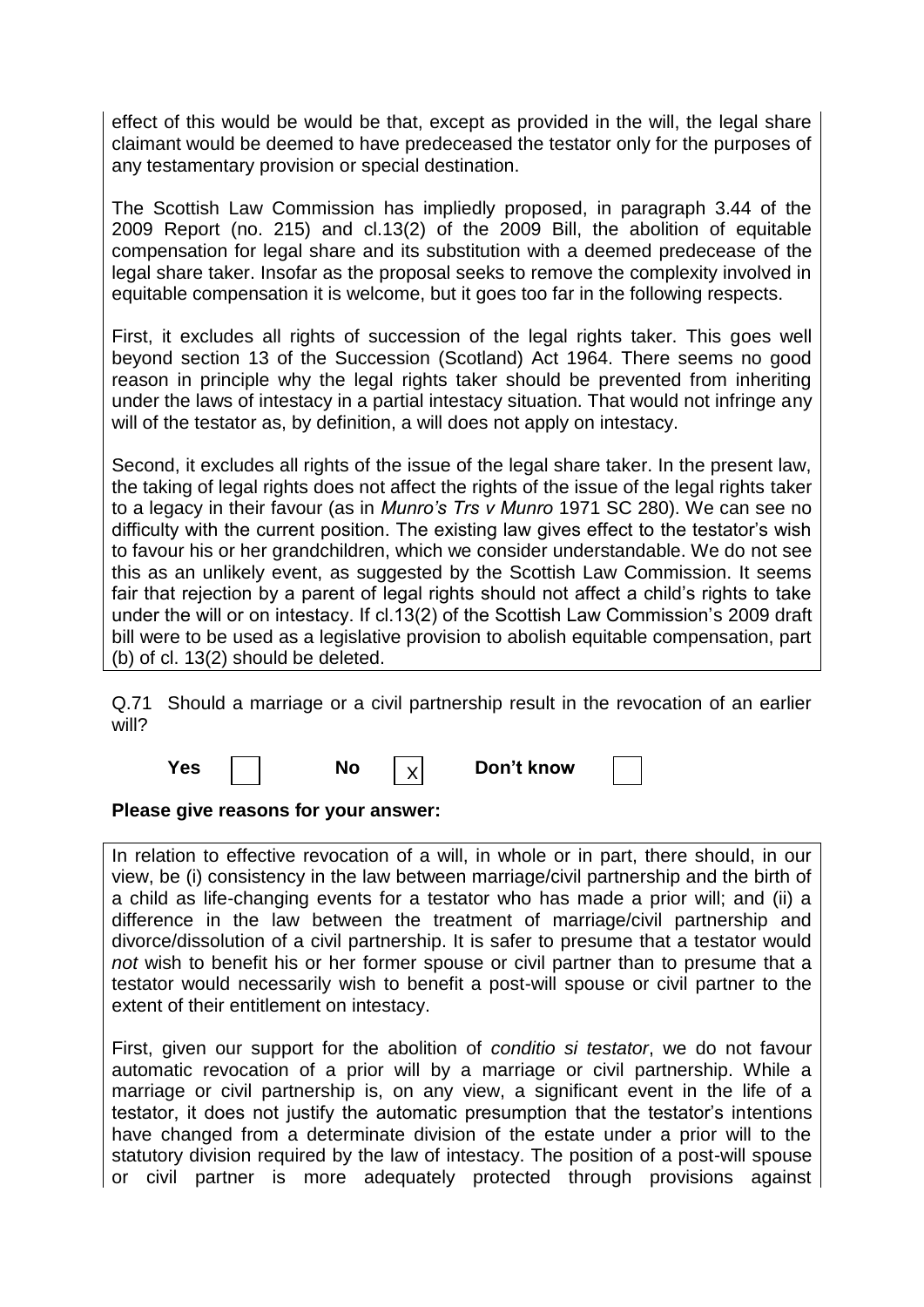effect of this would be would be that, except as provided in the will, the legal share claimant would be deemed to have predeceased the testator only for the purposes of any testamentary provision or special destination.

The Scottish Law Commission has impliedly proposed, in paragraph 3.44 of the 2009 Report (no. 215) and cl.13(2) of the 2009 Bill, the abolition of equitable compensation for legal share and its substitution with a deemed predecease of the legal share taker. Insofar as the proposal seeks to remove the complexity involved in equitable compensation it is welcome, but it goes too far in the following respects.

First, it excludes all rights of succession of the legal rights taker. This goes well beyond section 13 of the Succession (Scotland) Act 1964. There seems no good reason in principle why the legal rights taker should be prevented from inheriting under the laws of intestacy in a partial intestacy situation. That would not infringe any will of the testator as, by definition, a will does not apply on intestacy.

Second, it excludes all rights of the issue of the legal share taker. In the present law, the taking of legal rights does not affect the rights of the issue of the legal rights taker to a legacy in their favour (as in *Munro's Trs v Munro* 1971 SC 280). We can see no difficulty with the current position. The existing law gives effect to the testator's wish to favour his or her grandchildren, which we consider understandable. We do not see this as an unlikely event, as suggested by the Scottish Law Commission. It seems fair that rejection by a parent of legal rights should not affect a child's rights to take under the will or on intestacy. If cl.13(2) of the Scottish Law Commission's 2009 draft bill were to be used as a legislative provision to abolish equitable compensation, part (b) of cl. 13(2) should be deleted.

Q.71 Should a marriage or a civil partnership result in the revocation of an earlier will?

**Yes** [ ] **No** [X] **Don't know** [ ]

**Please give reasons for your answer:**

In relation to effective revocation of a will, in whole or in part, there should, in our view, be (i) consistency in the law between marriage/civil partnership and the birth of a child as life-changing events for a testator who has made a prior will; and (ii) a difference in the law between the treatment of marriage/civil partnership and divorce/dissolution of a civil partnership. It is safer to presume that a testator would *not* wish to benefit his or her former spouse or civil partner than to presume that a testator would necessarily wish to benefit a post-will spouse or civil partner to the extent of their entitlement on intestacy.

First, given our support for the abolition of *conditio si testator*, we do not favour automatic revocation of a prior will by a marriage or civil partnership. While a marriage or civil partnership is, on any view, a significant event in the life of a testator, it does not justify the automatic presumption that the testator's intentions have changed from a determinate division of the estate under a prior will to the statutory division required by the law of intestacy. The position of a post-will spouse or civil partner is more adequately protected through provisions against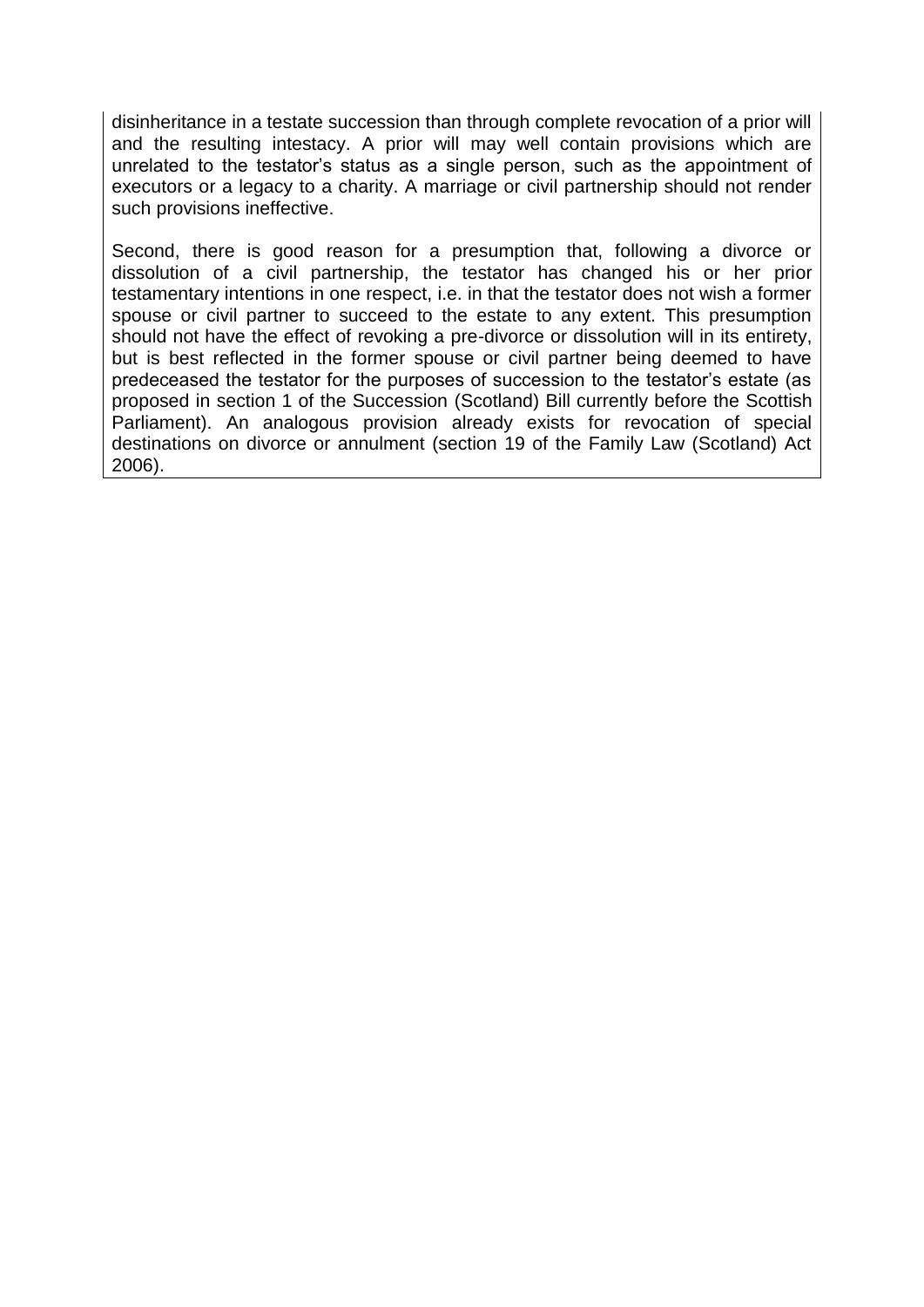disinheritance in a testate succession than through complete revocation of a prior will and the resulting intestacy. A prior will may well contain provisions which are unrelated to the testator's status as a single person, such as the appointment of executors or a legacy to a charity. A marriage or civil partnership should not render such provisions ineffective.

Second, there is good reason for a presumption that, following a divorce or dissolution of a civil partnership, the testator has changed his or her prior testamentary intentions in one respect, i.e. in that the testator does not wish a former spouse or civil partner to succeed to the estate to any extent. This presumption should not have the effect of revoking a pre-divorce or dissolution will in its entirety, but is best reflected in the former spouse or civil partner being deemed to have predeceased the testator for the purposes of succession to the testator's estate (as proposed in section 1 of the Succession (Scotland) Bill currently before the Scottish Parliament). An analogous provision already exists for revocation of special destinations on divorce or annulment (section 19 of the Family Law (Scotland) Act 2006).